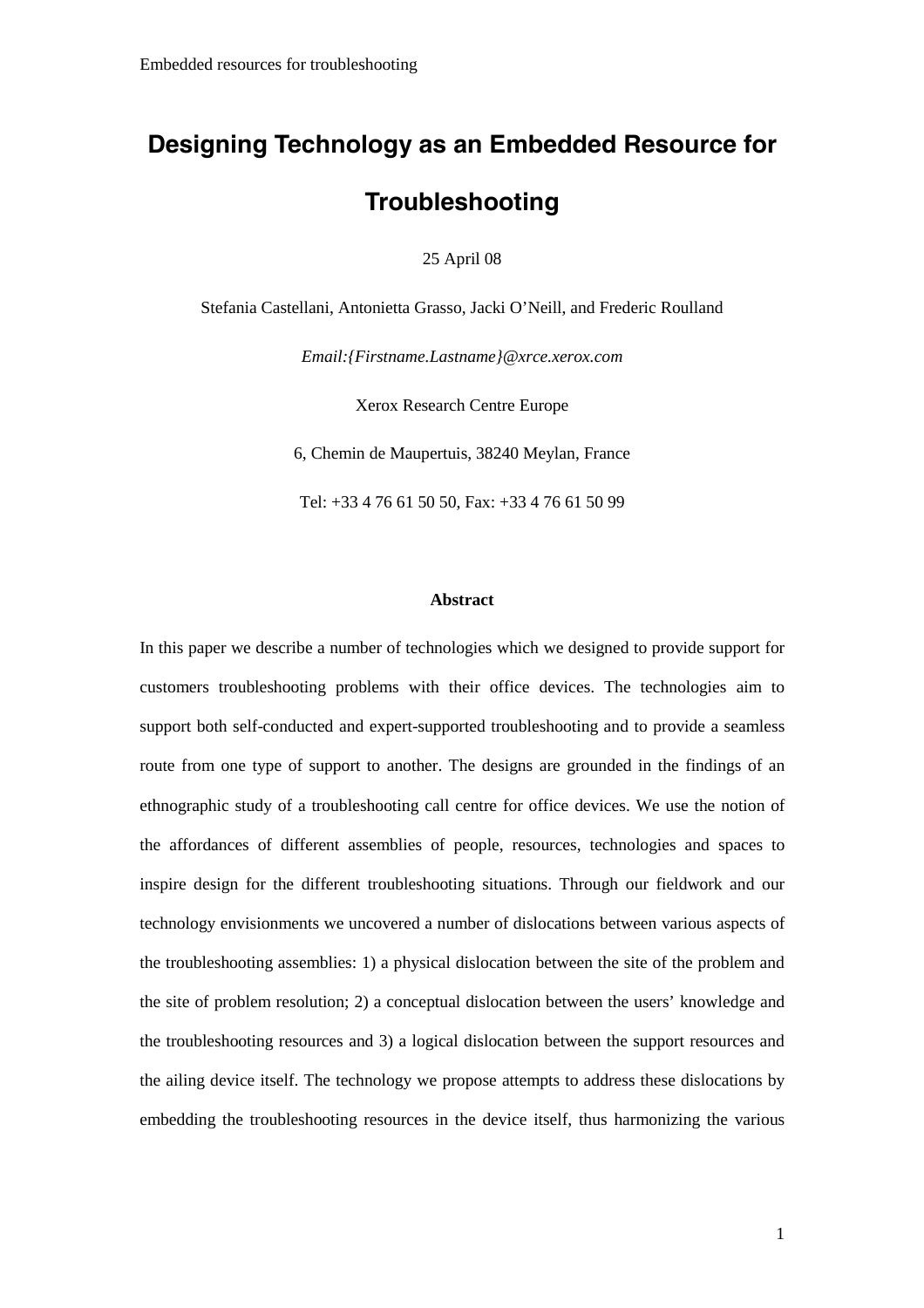# Designing Technology as an Embedded Resource for Troubleshooting

25 April 08

Stefania Castellani, Antonietta Grasso, Jacki O'Neill, and Frederic Roulland

*Email:{Firstname.Lastname}@xrce.xerox.com*

Xerox Research Centre Europe

6, Chemin de Maupertuis, 38240 Meylan, France

Tel: +33 4 76 61 50 50, Fax: +33 4 76 61 50 99

### Abstract

In this paper we describe a number of technologies which we designed to provide support for customers troubleshooting problems with their office devices. The technologies aim to support both self-conducted and expert-supported troubleshooting and to provide a seamless route from one type of support to another. The designs are grounded in the findings of an ethnographic study of a troubleshooting call centre for office devices. We use the notion of the affordances of different assemblies of people, resources, technologies and spaces to inspire design for the different troubleshooting situations. Through our fieldwork and our technology envisionments we uncovered a number of dislocations between various aspects of the troubleshooting assemblies: 1) a physical dislocation between the site of the problem and the site of problem resolution; 2) a conceptual dislocation between the users' knowledge and the troubleshooting resources and 3) a logical dislocation between the support resources and the ailing device itself. The technology we propose attempts to address these dislocations by embedding the troubleshooting resources in the device itself, thus harmonizing the various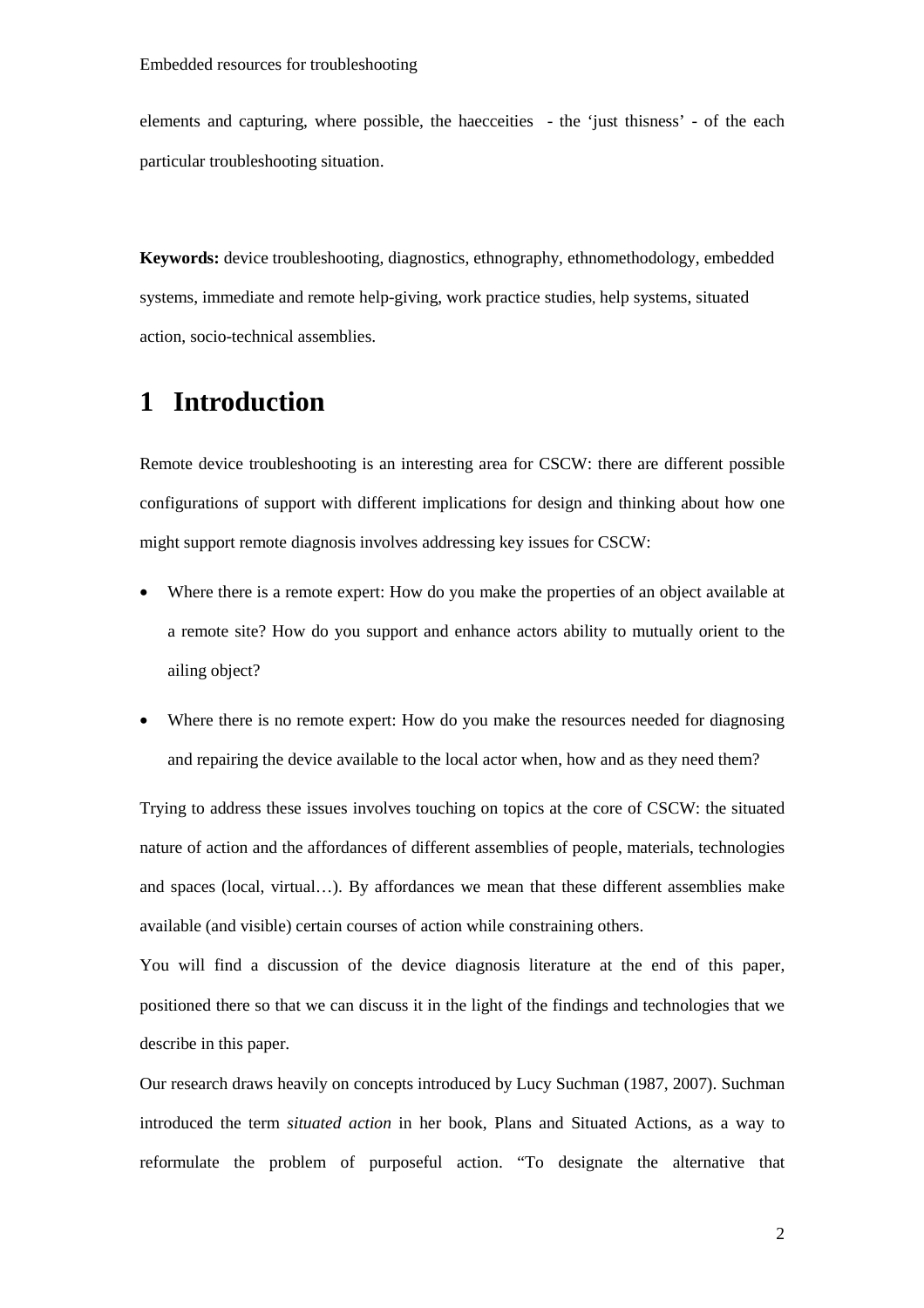elements and capturing, where possible, the haecceities - the 'just thisness' - of the each particular troubleshooting situation.

**Keywords:** device troubleshooting, diagnostics, ethnography, ethnomethodology, embedded systems, immediate and remote help-giving, work practice studies, help systems, situated action, socio-technical assemblies.

# 1 Introduction

Remote device troubleshooting is an interesting area for CSCW: there are different possible configurations of support with different implications for design and thinking about how one might support remote diagnosis involves addressing key issues for CSCW:

- Where there is a remote expert: How do you make the properties of an object available at a remote site? How do you support and enhance actors ability to mutually orient to the ailing object?
- Where there is no remote expert: How do you make the resources needed for diagnosing and repairing the device available to the local actor when, how and as they need them?

Trying to address these issues involves touching on topics at the core of CSCW: the situated nature of action and the affordances of different assemblies of people, materials, technologies and spaces (local, virtual…). By affordances we mean that these different assemblies make available (and visible) certain courses of action while constraining others.

You will find a discussion of the device diagnosis literature at the end of this paper, positioned there so that we can discuss it in the light of the findings and technologies that we describe in this paper.

Our research draws heavily on concepts introduced by Lucy Suchman (1987, 2007). Suchman introduced the term *situated action* in her book, Plans and Situated Actions, as a way to reformulate the problem of purposeful action. "To designate the alternative that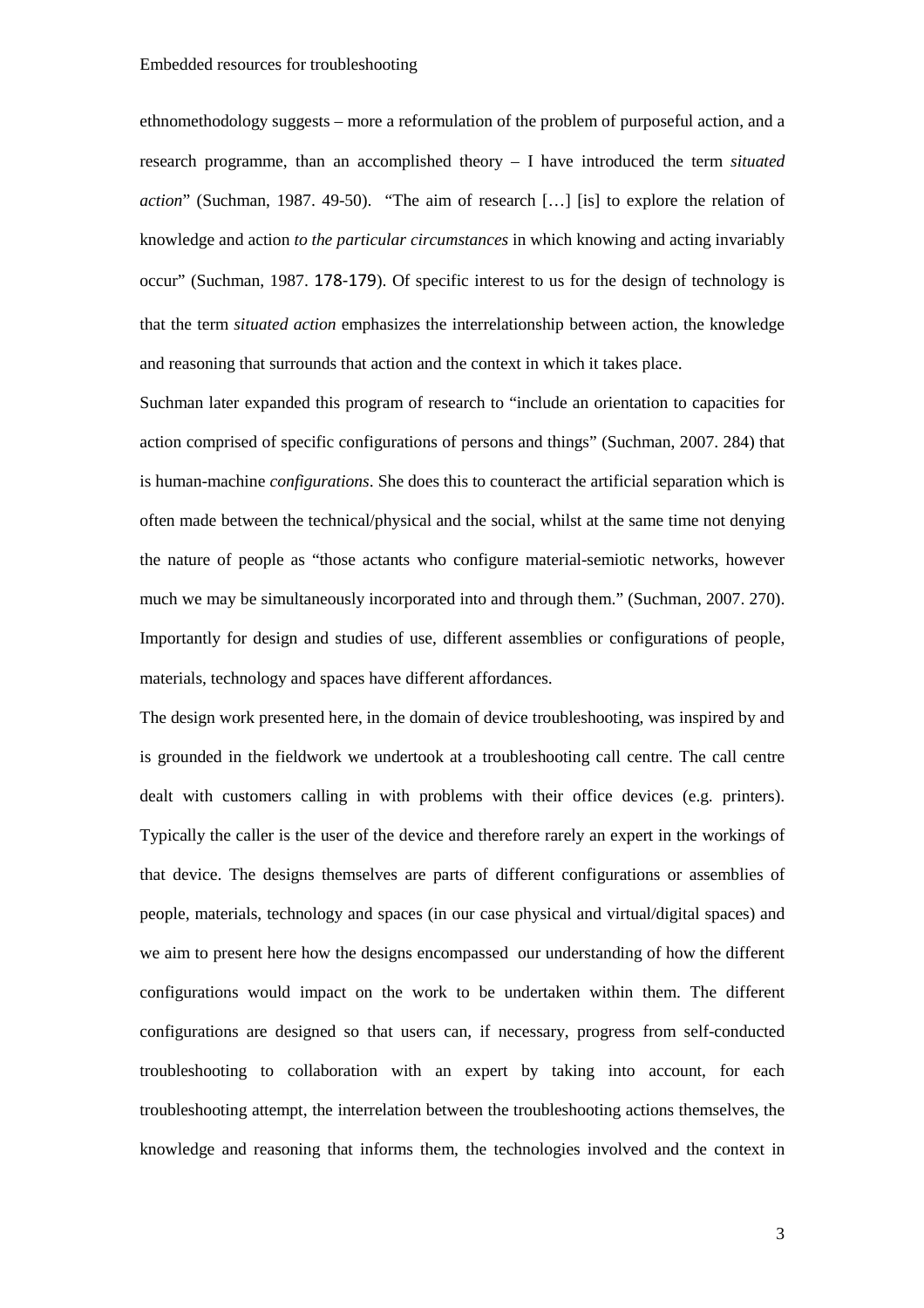ethnomethodology suggests – more a reformulation of the problem of purposeful action, and a research programme, than an accomplished theory – I have introduced the term *situated action*" (Suchman, 1987. 49-50). "The aim of research […] [is] to explore the relation of knowledge and action *to the particular circumstances* in which knowing and acting invariably occur" (Suchman, 1987. 178-179). Of specific interest to us for the design of technology is that the term *situated action* emphasizes the interrelationship between action, the knowledge and reasoning that surrounds that action and the context in which it takes place.

Suchman later expanded this program of research to "include an orientation to capacities for action comprised of specific configurations of persons and things" (Suchman, 2007. 284) that is human-machine *configurations*. She does this to counteract the artificial separation which is often made between the technical/physical and the social, whilst at the same time not denying the nature of people as "those actants who configure material-semiotic networks, however much we may be simultaneously incorporated into and through them." (Suchman, 2007. 270). Importantly for design and studies of use, different assemblies or configurations of people, materials, technology and spaces have different affordances.

The design work presented here, in the domain of device troubleshooting, was inspired by and is grounded in the fieldwork we undertook at a troubleshooting call centre. The call centre dealt with customers calling in with problems with their office devices (e.g. printers). Typically the caller is the user of the device and therefore rarely an expert in the workings of that device. The designs themselves are parts of different configurations or assemblies of people, materials, technology and spaces (in our case physical and virtual/digital spaces) and we aim to present here how the designs encompassed our understanding of how the different configurations would impact on the work to be undertaken within them. The different configurations are designed so that users can, if necessary, progress from self-conducted troubleshooting to collaboration with an expert by taking into account, for each troubleshooting attempt, the interrelation between the troubleshooting actions themselves, the knowledge and reasoning that informs them, the technologies involved and the context in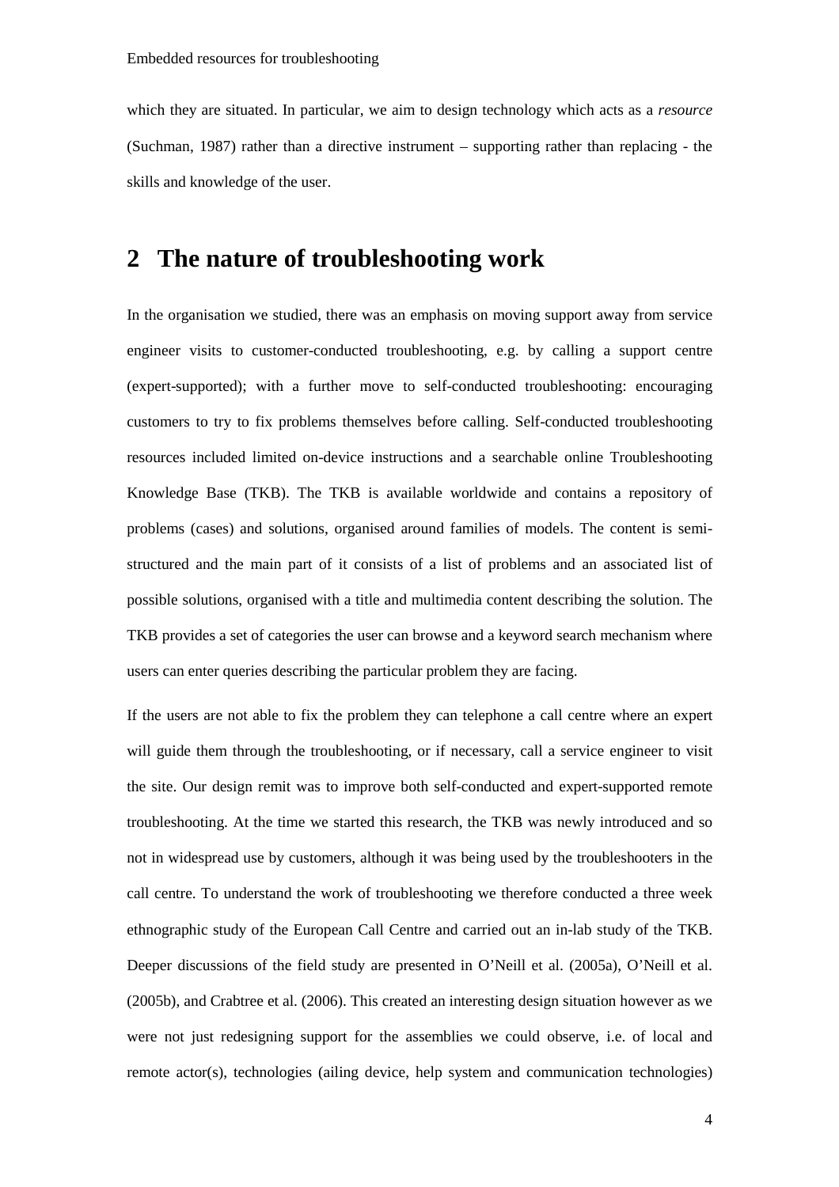which they are situated. In particular, we aim to design technology which acts as a *resource* (Suchman, 1987) rather than a directive instrument – supporting rather than replacing - the skills and knowledge of the user.

# 2 The nature of troubleshooting work

In the organisation we studied, there was an emphasis on moving support away from service engineer visits to customer-conducted troubleshooting, e.g. by calling a support centre (expert-supported); with a further move to self-conducted troubleshooting: encouraging customers to try to fix problems themselves before calling. Self-conducted troubleshooting resources included limited on-device instructions and a searchable online Troubleshooting Knowledge Base (TKB). The TKB is available worldwide and contains a repository of problems (cases) and solutions, organised around families of models. The content is semi-structured and the main part of it consists of a list of problems and an associated list of possible solutions, organised with a title and multimedia content describing the solution. The TKB provides a set of categories the user can browse and a keyword search mechanism where users can enter queries describing the particular problem they are facing.

If the users are not able to fix the problem they can telephone a call centre where an expert will guide them through the troubleshooting, or if necessary, call a service engineer to visit the site. Our design remit was to improve both self-conducted and expert-supported remote troubleshooting. At the time we started this research, the TKB was newly introduced and so not in widespread use by customers, although it was being used by the troubleshooters in the call centre. To understand the work of troubleshooting we therefore conducted a three week ethnographic study of the European Call Centre and carried out an in-lab study of the TKB. Deeper discussions of the field study are presented in O'Neill et al. (2005a), O'Neill et al. (2005b), and Crabtree et al. (2006). This created an interesting design situation however as we were not just redesigning support for the assemblies we could observe, i.e. of local and remote actor(s), technologies (ailing device, help system and communication technologies)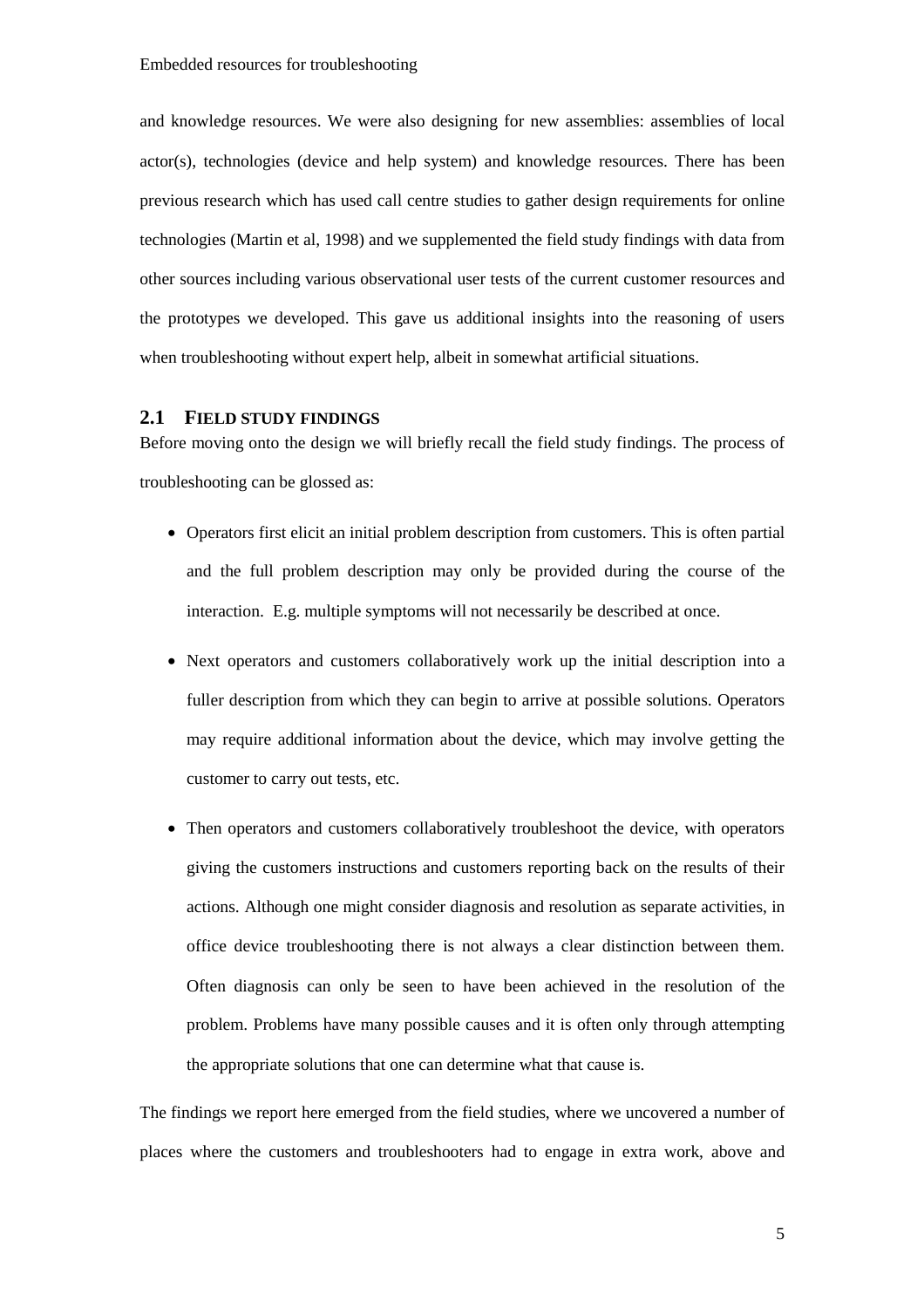and knowledge resources. We were also designing for new assemblies: assemblies of local actor(s), technologies (device and help system) and knowledge resources. There has been previous research which has used call centre studies to gather design requirements for online technologies (Martin et al, 1998) and we supplemented the field study findings with data from other sources including various observational user tests of the current customer resources and the prototypes we developed. This gave us additional insights into the reasoning of users when troubleshooting without expert help, albeit in somewhat artificial situations.

## 2.1 FIELD STUDY FINDINGS

Before moving onto the design we will briefly recall the field study findings. The process of troubleshooting can be glossed as:

- Operators first elicit an initial problem description from customers. This is often partial and the full problem description may only be provided during the course of the interaction. E.g. multiple symptoms will not necessarily be described at once.
- Next operators and customers collaboratively work up the initial description into a fuller description from which they can begin to arrive at possible solutions. Operators may require additional information about the device, which may involve getting the customer to carry out tests, etc.
- Then operators and customers collaboratively troubleshoot the device, with operators giving the customers instructions and customers reporting back on the results of their actions. Although one might consider diagnosis and resolution as separate activities, in office device troubleshooting there is not always a clear distinction between them. Often diagnosis can only be seen to have been achieved in the resolution of the problem. Problems have many possible causes and it is often only through attempting the appropriate solutions that one can determine what that cause is.

The findings we report here emerged from the field studies, where we uncovered a number of places where the customers and troubleshooters had to engage in extra work, above and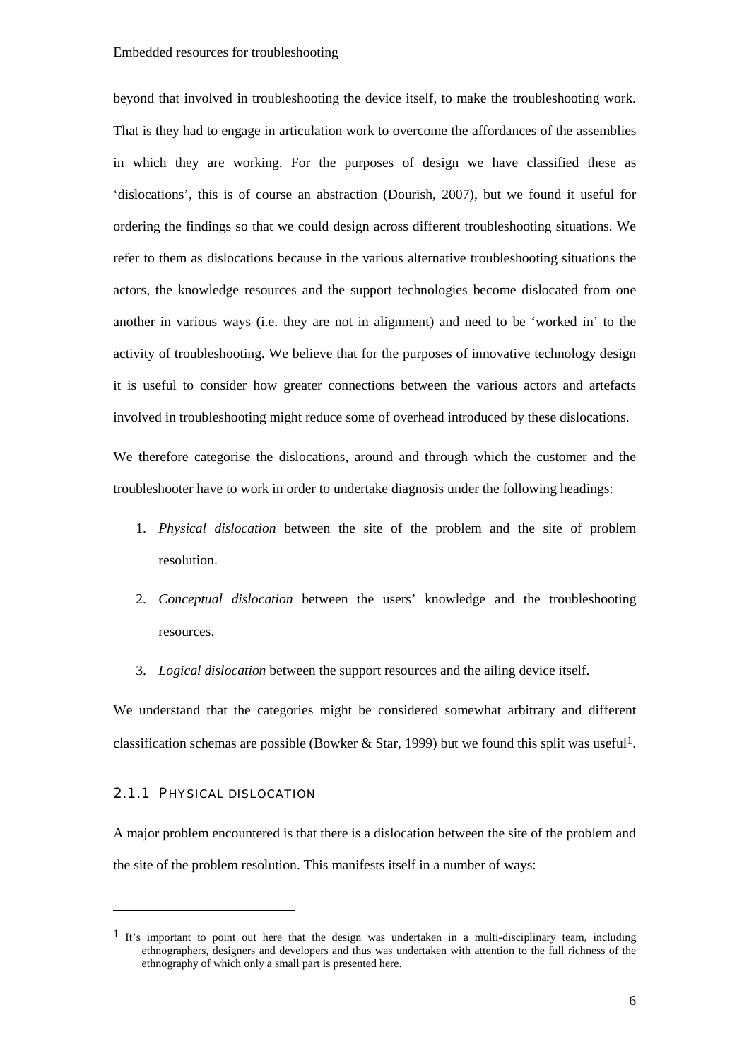beyond that involved in troubleshooting the device itself, to make the troubleshooting work. That is they had to engage in articulation work to overcome the affordances of the assemblies in which they are working. For the purposes of design we have classified these as 'dislocations', this is of course an abstraction (Dourish, 2007), but we found it useful for ordering the findings so that we could design across different troubleshooting situations. We refer to them as dislocations because in the various alternative troubleshooting situations the actors, the knowledge resources and the support technologies become dislocated from one another in various ways (i.e. they are not in alignment) and need to be 'worked in' to the activity of troubleshooting. We believe that for the purposes of innovative technology design it is useful to consider how greater connections between the various actors and artefacts involved in troubleshooting might reduce some of overhead introduced by these dislocations.

We therefore categorise the dislocations, around and through which the customer and the troubleshooter have to work in order to undertake diagnosis under the following headings:

1. *Physical dislocation* between the site of the problem and the site of problem resolution.
2. *Conceptual dislocation* between the users' knowledge and the troubleshooting resources.
3. *Logical dislocation* between the support resources and the ailing device itself.

We understand that the categories might be considered somewhat arbitrary and different classification schemas are possible (Bowker & Star, 1999) but we found this split was useful[1].

### 2.1.1 Physical dislocation

A major problem encountered is that there is a dislocation between the site of the problem and the site of the problem resolution. This manifests itself in a number of ways:

[1] It's important to point out here that the design was undertaken in a multi-disciplinary team, including ethnographers, designers and developers and thus was undertaken with attention to the full richness of the ethnography of which only a small part is presented here.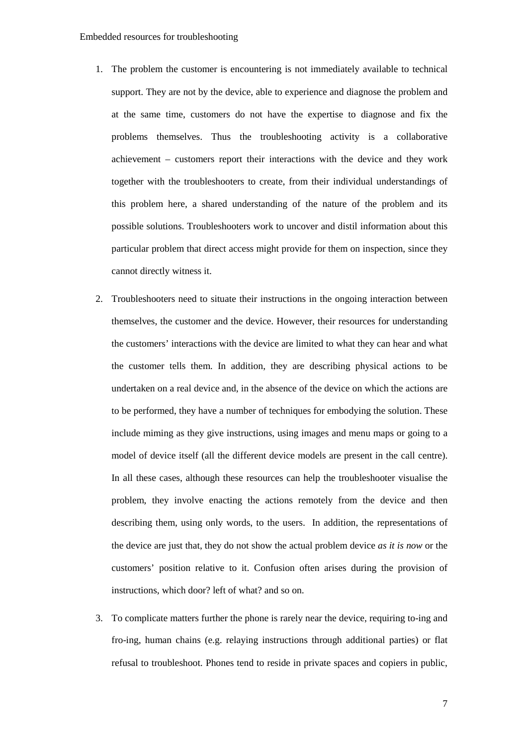1. The problem the customer is encountering is not immediately available to technical support. They are not by the device, able to experience and diagnose the problem and at the same time, customers do not have the expertise to diagnose and fix the problems themselves. Thus the troubleshooting activity is a collaborative achievement – customers report their interactions with the device and they work together with the troubleshooters to create, from their individual understandings of this problem here, a shared understanding of the nature of the problem and its possible solutions. Troubleshooters work to uncover and distil information about this particular problem that direct access might provide for them on inspection, since they cannot directly witness it.

2. Troubleshooters need to situate their instructions in the ongoing interaction between themselves, the customer and the device. However, their resources for understanding the customers' interactions with the device are limited to what they can hear and what the customer tells them. In addition, they are describing physical actions to be undertaken on a real device and, in the absence of the device on which the actions are to be performed, they have a number of techniques for embodying the solution. These include miming as they give instructions, using images and menu maps or going to a model of device itself (all the different device models are present in the call centre). In all these cases, although these resources can help the troubleshooter visualise the problem, they involve enacting the actions remotely from the device and then describing them, using only words, to the users. In addition, the representations of the device are just that, they do not show the actual problem device *as it is now* or the customers' position relative to it. Confusion often arises during the provision of instructions, which door? left of what? and so on.

3. To complicate matters further the phone is rarely near the device, requiring to-ing and fro-ing, human chains (e.g. relaying instructions through additional parties) or flat refusal to troubleshoot. Phones tend to reside in private spaces and copiers in public,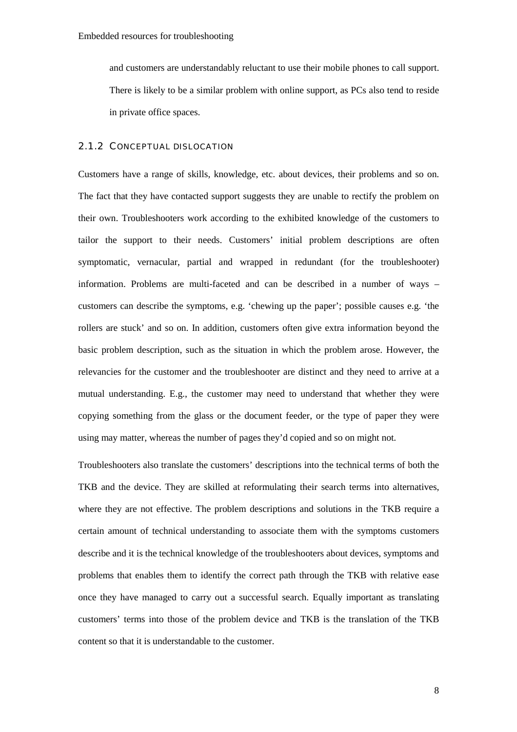and customers are understandably reluctant to use their mobile phones to call support. There is likely to be a similar problem with online support, as PCs also tend to reside in private office spaces.

### 2.1.2 CONCEPTUAL DISLOCATION

Customers have a range of skills, knowledge, etc. about devices, their problems and so on. The fact that they have contacted support suggests they are unable to rectify the problem on their own. Troubleshooters work according to the exhibited knowledge of the customers to tailor the support to their needs. Customers' initial problem descriptions are often symptomatic, vernacular, partial and wrapped in redundant (for the troubleshooter) information. Problems are multi-faceted and can be described in a number of ways – customers can describe the symptoms, e.g. 'chewing up the paper'; possible causes e.g. 'the rollers are stuck' and so on. In addition, customers often give extra information beyond the basic problem description, such as the situation in which the problem arose. However, the relevancies for the customer and the troubleshooter are distinct and they need to arrive at a mutual understanding. E.g., the customer may need to understand that whether they were copying something from the glass or the document feeder, or the type of paper they were using may matter, whereas the number of pages they'd copied and so on might not.

Troubleshooters also translate the customers' descriptions into the technical terms of both the TKB and the device. They are skilled at reformulating their search terms into alternatives, where they are not effective. The problem descriptions and solutions in the TKB require a certain amount of technical understanding to associate them with the symptoms customers describe and it is the technical knowledge of the troubleshooters about devices, symptoms and problems that enables them to identify the correct path through the TKB with relative ease once they have managed to carry out a successful search. Equally important as translating customers' terms into those of the problem device and TKB is the translation of the TKB content so that it is understandable to the customer.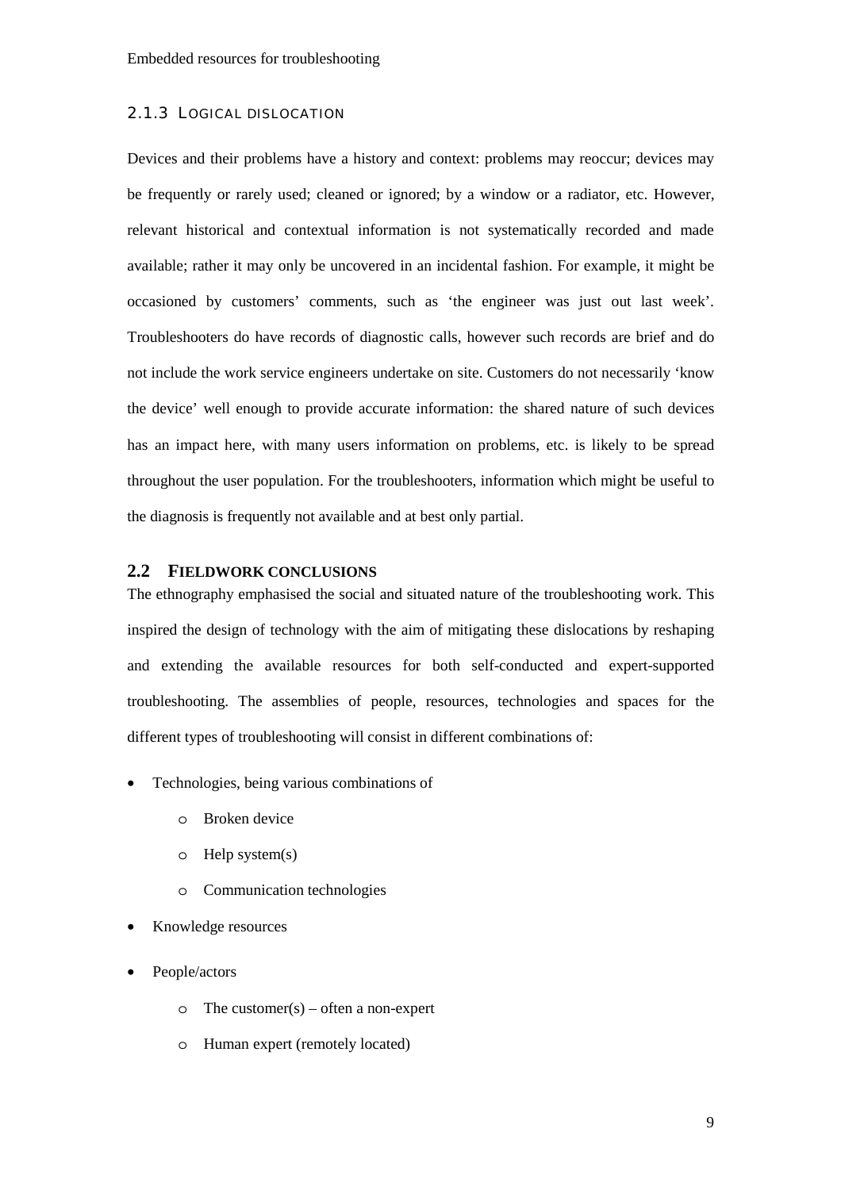### 2.1.3 Logical dislocation

Devices and their problems have a history and context: problems may reoccur; devices may be frequently or rarely used; cleaned or ignored; by a window or a radiator, etc. However, relevant historical and contextual information is not systematically recorded and made available; rather it may only be uncovered in an incidental fashion. For example, it might be occasioned by customers' comments, such as 'the engineer was just out last week'. Troubleshooters do have records of diagnostic calls, however such records are brief and do not include the work service engineers undertake on site. Customers do not necessarily 'know the device' well enough to provide accurate information: the shared nature of such devices has an impact here, with many users information on problems, etc. is likely to be spread throughout the user population. For the troubleshooters, information which might be useful to the diagnosis is frequently not available and at best only partial.

## 2.2 Fieldwork conclusions

The ethnography emphasised the social and situated nature of the troubleshooting work. This inspired the design of technology with the aim of mitigating these dislocations by reshaping and extending the available resources for both self-conducted and expert-supported troubleshooting. The assemblies of people, resources, technologies and spaces for the different types of troubleshooting will consist in different combinations of:

- Technologies, being various combinations of
  - Broken device
  - Help system(s)
  - Communication technologies
- Knowledge resources
- People/actors
  - The customer(s) – often a non-expert
  - Human expert (remotely located)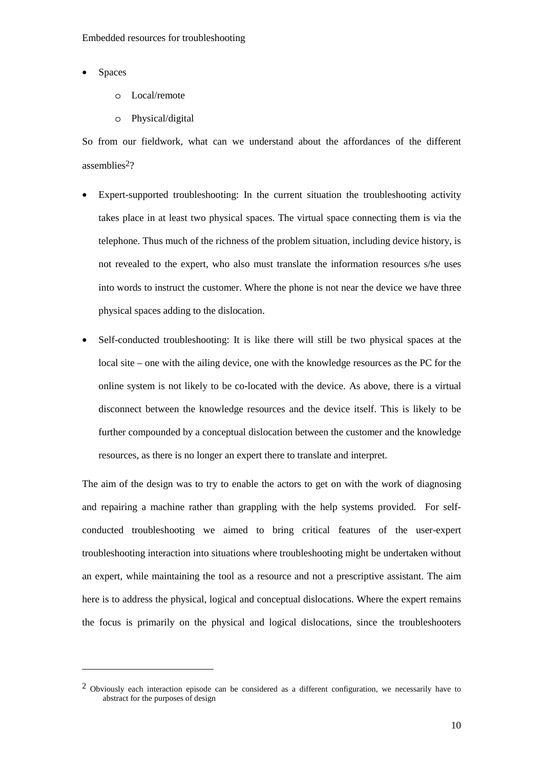- Spaces
    - Local/remote
    - Physical/digital

So from our fieldwork, what can we understand about the affordances of the different assemblies[2]?

- Expert-supported troubleshooting: In the current situation the troubleshooting activity takes place in at least two physical spaces. The virtual space connecting them is via the telephone. Thus much of the richness of the problem situation, including device history, is not revealed to the expert, who also must translate the information resources s/he uses into words to instruct the customer. Where the phone is not near the device we have three physical spaces adding to the dislocation.
- Self-conducted troubleshooting: It is like there will still be two physical spaces at the local site – one with the ailing device, one with the knowledge resources as the PC for the online system is not likely to be co-located with the device. As above, there is a virtual disconnect between the knowledge resources and the device itself. This is likely to be further compounded by a conceptual dislocation between the customer and the knowledge resources, as there is no longer an expert there to translate and interpret.

The aim of the design was to try to enable the actors to get on with the work of diagnosing and repairing a machine rather than grappling with the help systems provided. For self-conducted troubleshooting we aimed to bring critical features of the user-expert troubleshooting interaction into situations where troubleshooting might be undertaken without an expert, while maintaining the tool as a resource and not a prescriptive assistant. The aim here is to address the physical, logical and conceptual dislocations. Where the expert remains the focus is primarily on the physical and logical dislocations, since the troubleshooters

---

[2] Obviously each interaction episode can be considered as a different configuration, we necessarily have to abstract for the purposes of design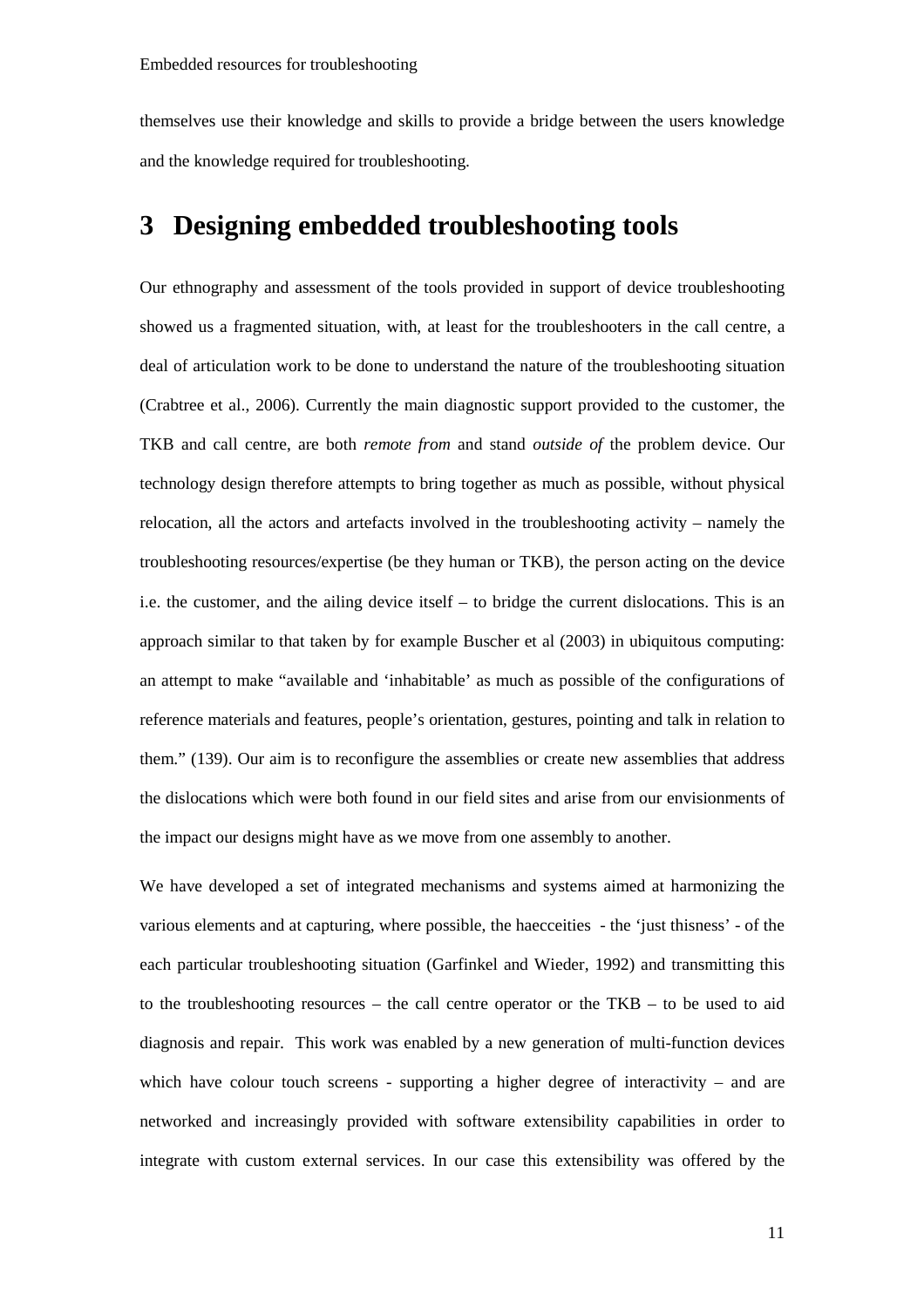themselves use their knowledge and skills to provide a bridge between the users knowledge and the knowledge required for troubleshooting.

# 3 Designing embedded troubleshooting tools

Our ethnography and assessment of the tools provided in support of device troubleshooting showed us a fragmented situation, with, at least for the troubleshooters in the call centre, a deal of articulation work to be done to understand the nature of the troubleshooting situation (Crabtree et al., 2006). Currently the main diagnostic support provided to the customer, the TKB and call centre, are both *remote from* and stand *outside of* the problem device. Our technology design therefore attempts to bring together as much as possible, without physical relocation, all the actors and artefacts involved in the troubleshooting activity – namely the troubleshooting resources/expertise (be they human or TKB), the person acting on the device i.e. the customer, and the ailing device itself – to bridge the current dislocations. This is an approach similar to that taken by for example Buscher et al (2003) in ubiquitous computing: an attempt to make "available and 'inhabitable' as much as possible of the configurations of reference materials and features, people's orientation, gestures, pointing and talk in relation to them." (139). Our aim is to reconfigure the assemblies or create new assemblies that address the dislocations which were both found in our field sites and arise from our envisionments of the impact our designs might have as we move from one assembly to another.

We have developed a set of integrated mechanisms and systems aimed at harmonizing the various elements and at capturing, where possible, the haecceities - the 'just thisness' - of the each particular troubleshooting situation (Garfinkel and Wieder, 1992) and transmitting this to the troubleshooting resources – the call centre operator or the TKB – to be used to aid diagnosis and repair. This work was enabled by a new generation of multi-function devices which have colour touch screens - supporting a higher degree of interactivity – and are networked and increasingly provided with software extensibility capabilities in order to integrate with custom external services. In our case this extensibility was offered by the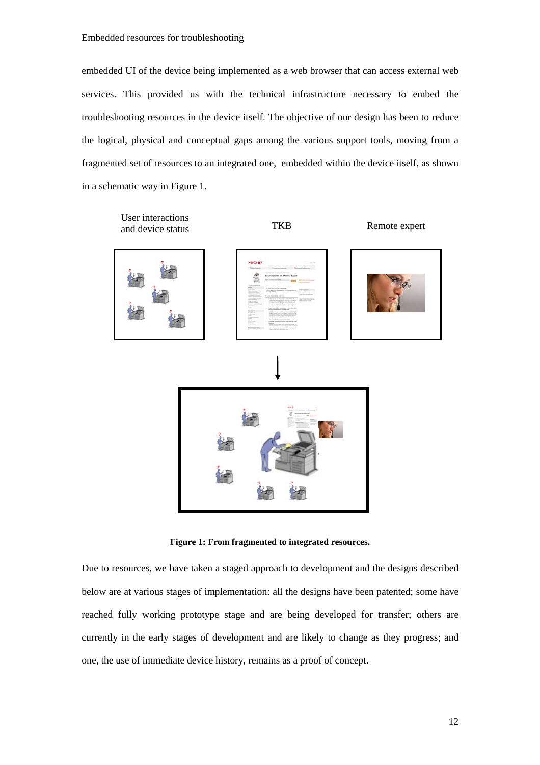embedded UI of the device being implemented as a web browser that can access external web services. This provided us with the technical infrastructure necessary to embed the troubleshooting resources in the device itself. The objective of our design has been to reduce the logical, physical and conceptual gaps among the various support tools, moving from a fragmented set of resources to an integrated one, embedded within the device itself, as shown in a schematic way in Figure 1.

User interactions and device status

TKB

Remote expert

**Figure 1: From fragmented to integrated resources.**

Due to resources, we have taken a staged approach to development and the designs described below are at various stages of implementation: all the designs have been patented; some have reached fully working prototype stage and are being developed for transfer; others are currently in the early stages of development and are likely to change as they progress; and one, the use of immediate device history, remains as a proof of concept.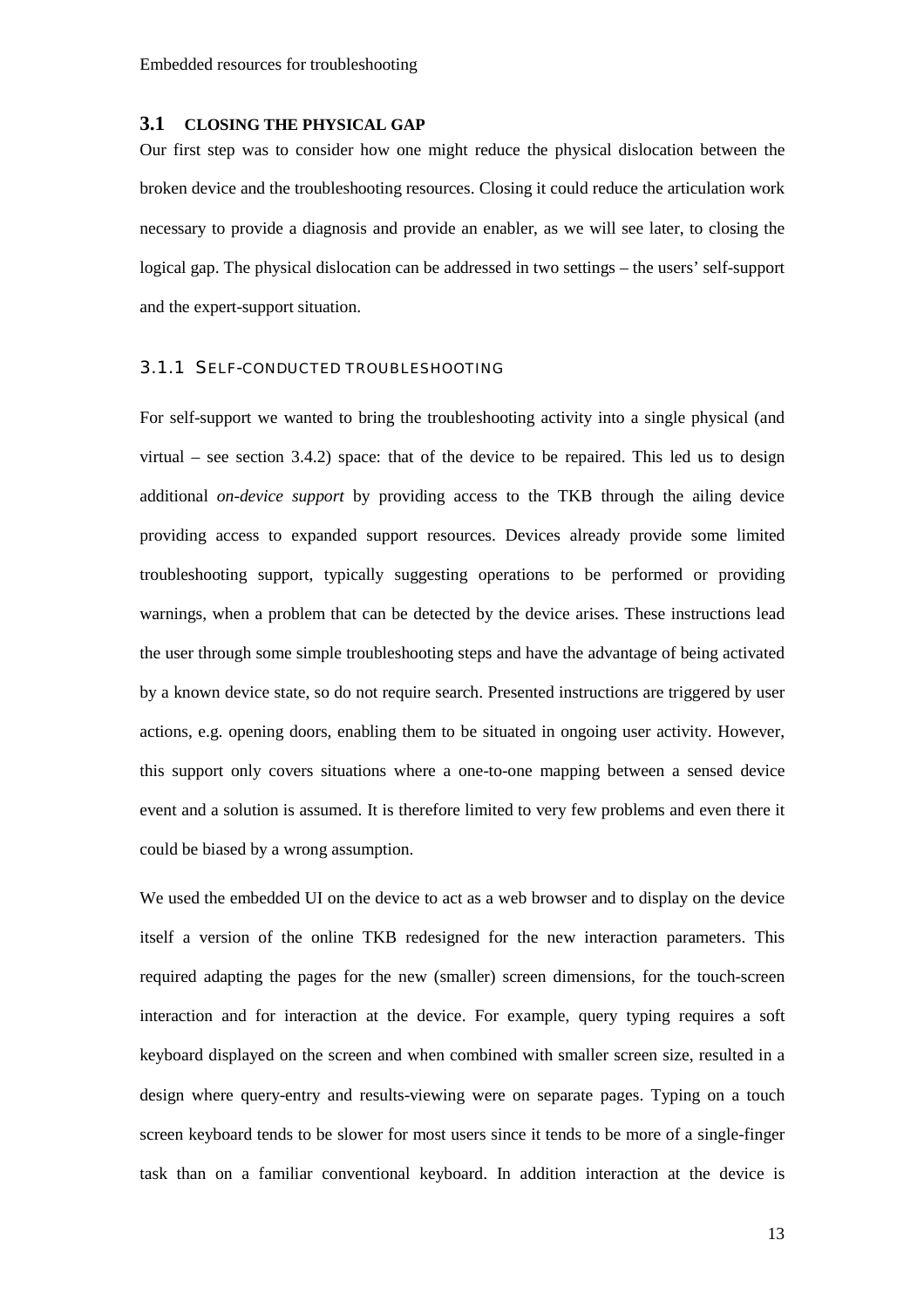## 3.1 CLOSING THE PHYSICAL GAP

Our first step was to consider how one might reduce the physical dislocation between the broken device and the troubleshooting resources. Closing it could reduce the articulation work necessary to provide a diagnosis and provide an enabler, as we will see later, to closing the logical gap. The physical dislocation can be addressed in two settings – the users' self-support and the expert-support situation.

### 3.1.1 SELF-CONDUCTED TROUBLESHOOTING

For self-support we wanted to bring the troubleshooting activity into a single physical (and virtual – see section 3.4.2) space: that of the device to be repaired. This led us to design additional *on-device support* by providing access to the TKB through the ailing device providing access to expanded support resources. Devices already provide some limited troubleshooting support, typically suggesting operations to be performed or providing warnings, when a problem that can be detected by the device arises. These instructions lead the user through some simple troubleshooting steps and have the advantage of being activated by a known device state, so do not require search. Presented instructions are triggered by user actions, e.g. opening doors, enabling them to be situated in ongoing user activity. However, this support only covers situations where a one-to-one mapping between a sensed device event and a solution is assumed. It is therefore limited to very few problems and even there it could be biased by a wrong assumption.

We used the embedded UI on the device to act as a web browser and to display on the device itself a version of the online TKB redesigned for the new interaction parameters. This required adapting the pages for the new (smaller) screen dimensions, for the touch-screen interaction and for interaction at the device. For example, query typing requires a soft keyboard displayed on the screen and when combined with smaller screen size, resulted in a design where query-entry and results-viewing were on separate pages. Typing on a touch screen keyboard tends to be slower for most users since it tends to be more of a single-finger task than on a familiar conventional keyboard. In addition interaction at the device is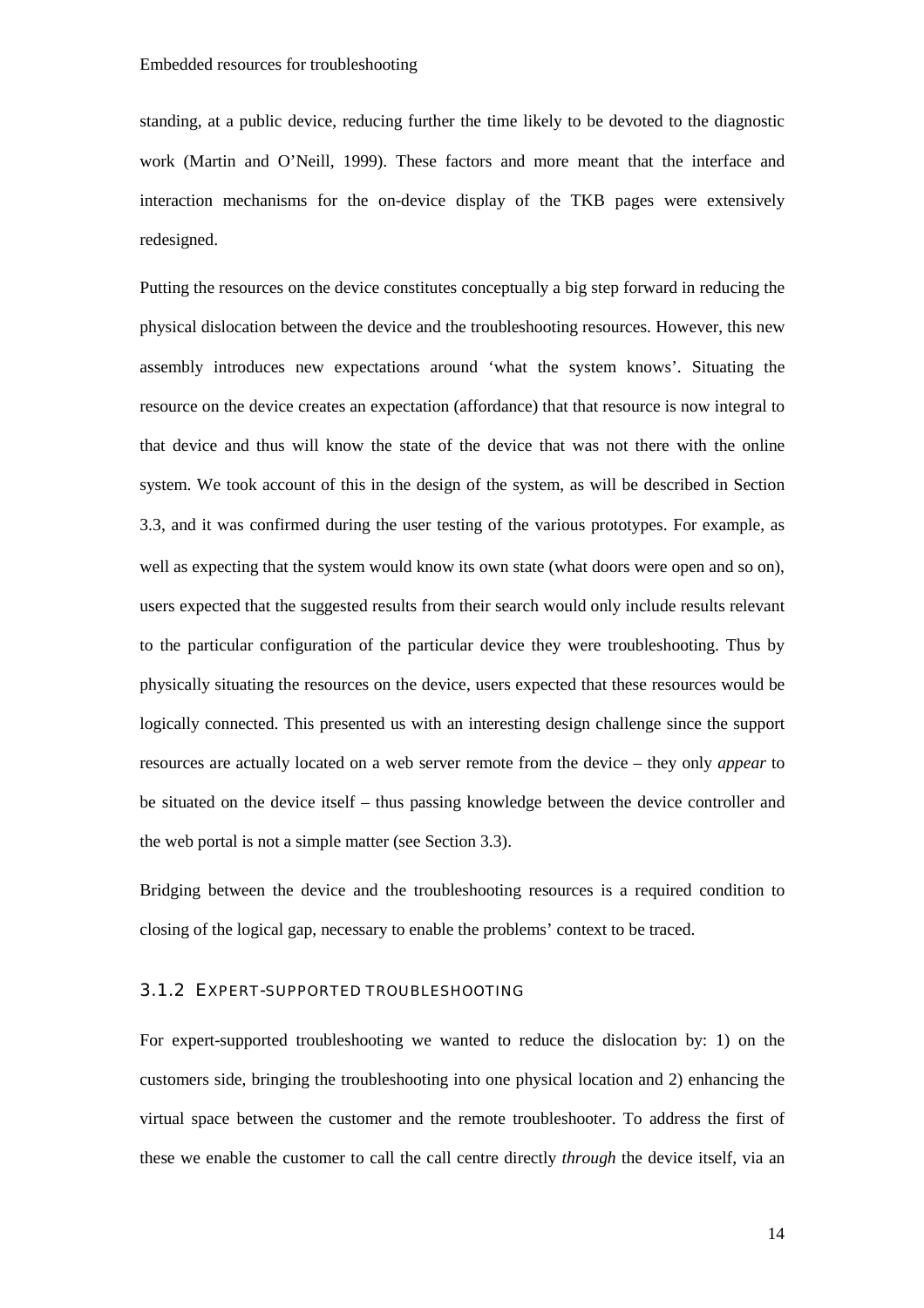standing, at a public device, reducing further the time likely to be devoted to the diagnostic work (Martin and O'Neill, 1999). These factors and more meant that the interface and interaction mechanisms for the on-device display of the TKB pages were extensively redesigned.

Putting the resources on the device constitutes conceptually a big step forward in reducing the physical dislocation between the device and the troubleshooting resources. However, this new assembly introduces new expectations around 'what the system knows'. Situating the resource on the device creates an expectation (affordance) that that resource is now integral to that device and thus will know the state of the device that was not there with the online system. We took account of this in the design of the system, as will be described in Section 3.3, and it was confirmed during the user testing of the various prototypes. For example, as well as expecting that the system would know its own state (what doors were open and so on), users expected that the suggested results from their search would only include results relevant to the particular configuration of the particular device they were troubleshooting. Thus by physically situating the resources on the device, users expected that these resources would be logically connected. This presented us with an interesting design challenge since the support resources are actually located on a web server remote from the device – they only *appear* to be situated on the device itself – thus passing knowledge between the device controller and the web portal is not a simple matter (see Section 3.3).

Bridging between the device and the troubleshooting resources is a required condition to closing of the logical gap, necessary to enable the problems' context to be traced.

### 3.1.2 Expert-supported troubleshooting

For expert-supported troubleshooting we wanted to reduce the dislocation by: 1) on the customers side, bringing the troubleshooting into one physical location and 2) enhancing the virtual space between the customer and the remote troubleshooter. To address the first of these we enable the customer to call the call centre directly *through* the device itself, via an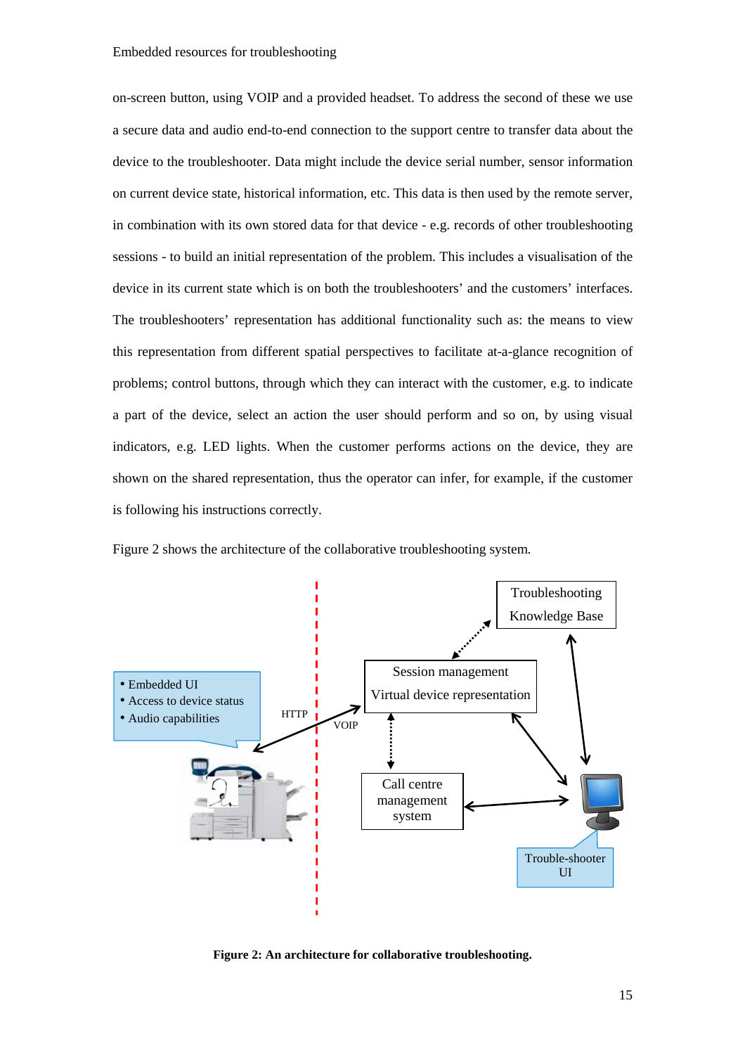on-screen button, using VOIP and a provided headset. To address the second of these we use a secure data and audio end-to-end connection to the support centre to transfer data about the device to the troubleshooter. Data might include the device serial number, sensor information on current device state, historical information, etc. This data is then used by the remote server, in combination with its own stored data for that device - e.g. records of other troubleshooting sessions - to build an initial representation of the problem. This includes a visualisation of the device in its current state which is on both the troubleshooters' and the customers' interfaces. The troubleshooters' representation has additional functionality such as: the means to view this representation from different spatial perspectives to facilitate at-a-glance recognition of problems; control buttons, through which they can interact with the customer, e.g. to indicate a part of the device, select an action the user should perform and so on, by using visual indicators, e.g. LED lights. When the customer performs actions on the device, they are shown on the shared representation, thus the operator can infer, for example, if the customer is following his instructions correctly.

Figure 2 shows the architecture of the collaborative troubleshooting system.

**Figure 2: An architecture for collaborative troubleshooting.**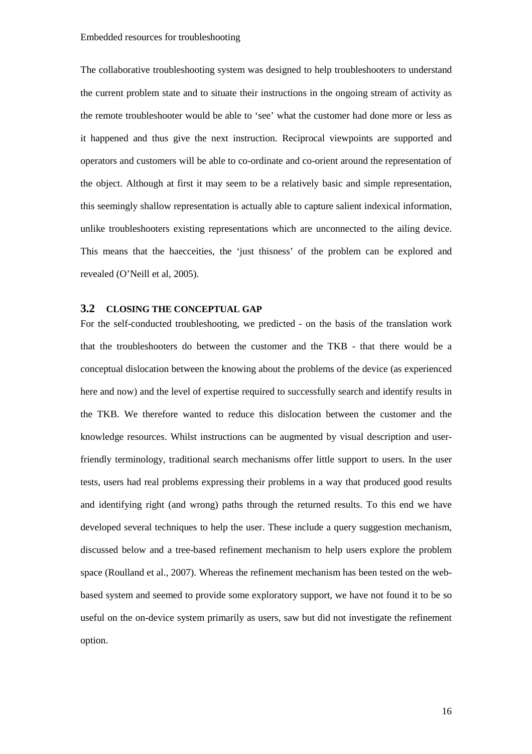The collaborative troubleshooting system was designed to help troubleshooters to understand the current problem state and to situate their instructions in the ongoing stream of activity as the remote troubleshooter would be able to 'see' what the customer had done more or less as it happened and thus give the next instruction. Reciprocal viewpoints are supported and operators and customers will be able to co-ordinate and co-orient around the representation of the object. Although at first it may seem to be a relatively basic and simple representation, this seemingly shallow representation is actually able to capture salient indexical information, unlike troubleshooters existing representations which are unconnected to the ailing device. This means that the haecceities, the 'just thisness' of the problem can be explored and revealed (O'Neill et al, 2005).

## 3.2 CLOSING THE CONCEPTUAL GAP

For the self-conducted troubleshooting, we predicted - on the basis of the translation work that the troubleshooters do between the customer and the TKB - that there would be a conceptual dislocation between the knowing about the problems of the device (as experienced here and now) and the level of expertise required to successfully search and identify results in the TKB. We therefore wanted to reduce this dislocation between the customer and the knowledge resources. Whilst instructions can be augmented by visual description and user-friendly terminology, traditional search mechanisms offer little support to users. In the user tests, users had real problems expressing their problems in a way that produced good results and identifying right (and wrong) paths through the returned results. To this end we have developed several techniques to help the user. These include a query suggestion mechanism, discussed below and a tree-based refinement mechanism to help users explore the problem space (Roulland et al., 2007). Whereas the refinement mechanism has been tested on the web-based system and seemed to provide some exploratory support, we have not found it to be so useful on the on-device system primarily as users, saw but did not investigate the refinement option.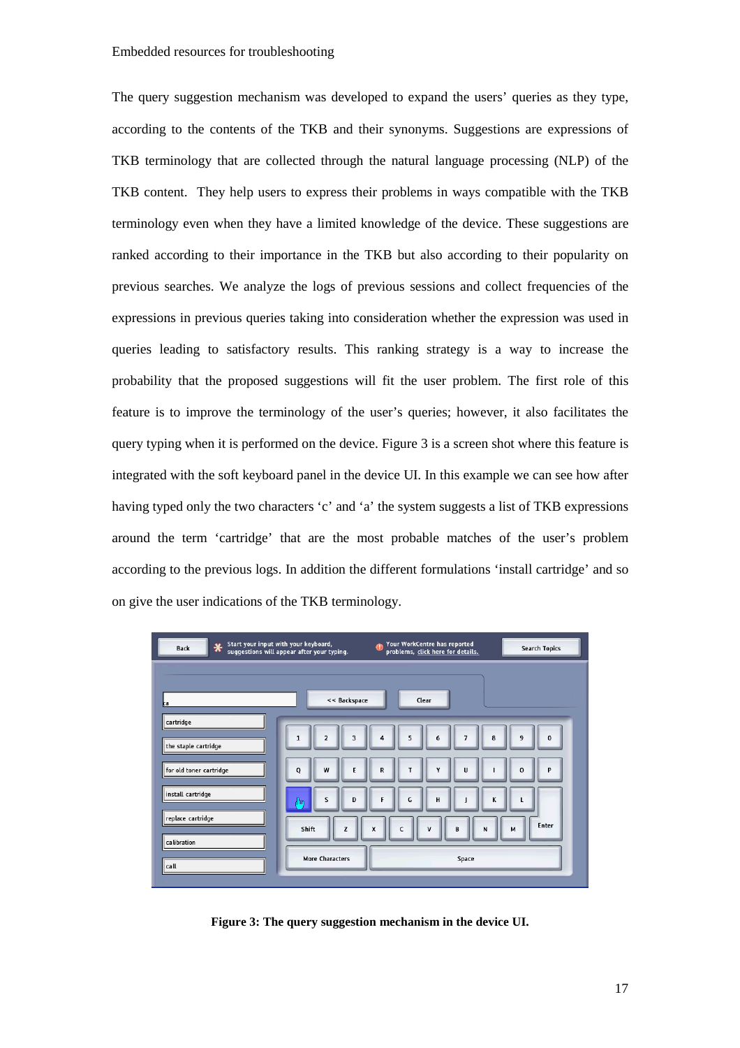The query suggestion mechanism was developed to expand the users' queries as they type, according to the contents of the TKB and their synonyms. Suggestions are expressions of TKB terminology that are collected through the natural language processing (NLP) of the TKB content. They help users to express their problems in ways compatible with the TKB terminology even when they have a limited knowledge of the device. These suggestions are ranked according to their importance in the TKB but also according to their popularity on previous searches. We analyze the logs of previous sessions and collect frequencies of the expressions in previous queries taking into consideration whether the expression was used in queries leading to satisfactory results. This ranking strategy is a way to increase the probability that the proposed suggestions will fit the user problem. The first role of this feature is to improve the terminology of the user's queries; however, it also facilitates the query typing when it is performed on the device. Figure 3 is a screen shot where this feature is integrated with the soft keyboard panel in the device UI. In this example we can see how after having typed only the two characters 'c' and 'a' the system suggests a list of TKB expressions around the term 'cartridge' that are the most probable matches of the user's problem according to the previous logs. In addition the different formulations 'install cartridge' and so on give the user indications of the TKB terminology.

**Figure 3: The query suggestion mechanism in the device UI.**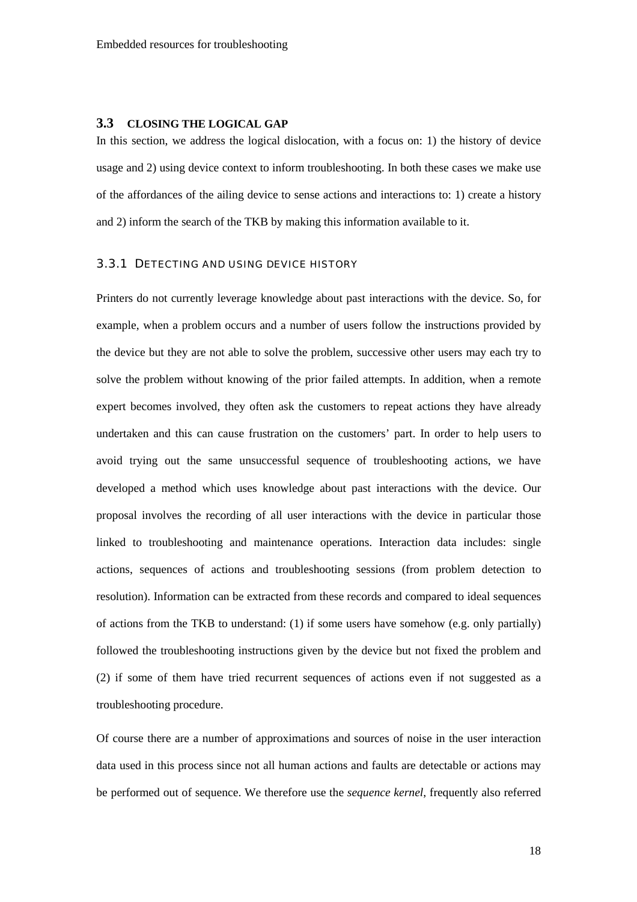## 3.3 CLOSING THE LOGICAL GAP

In this section, we address the logical dislocation, with a focus on: 1) the history of device usage and 2) using device context to inform troubleshooting. In both these cases we make use of the affordances of the ailing device to sense actions and interactions to: 1) create a history and 2) inform the search of the TKB by making this information available to it.

### 3.3.1 DETECTING AND USING DEVICE HISTORY

Printers do not currently leverage knowledge about past interactions with the device. So, for example, when a problem occurs and a number of users follow the instructions provided by the device but they are not able to solve the problem, successive other users may each try to solve the problem without knowing of the prior failed attempts. In addition, when a remote expert becomes involved, they often ask the customers to repeat actions they have already undertaken and this can cause frustration on the customers' part. In order to help users to avoid trying out the same unsuccessful sequence of troubleshooting actions, we have developed a method which uses knowledge about past interactions with the device. Our proposal involves the recording of all user interactions with the device in particular those linked to troubleshooting and maintenance operations. Interaction data includes: single actions, sequences of actions and troubleshooting sessions (from problem detection to resolution). Information can be extracted from these records and compared to ideal sequences of actions from the TKB to understand: (1) if some users have somehow (e.g. only partially) followed the troubleshooting instructions given by the device but not fixed the problem and (2) if some of them have tried recurrent sequences of actions even if not suggested as a troubleshooting procedure.

Of course there are a number of approximations and sources of noise in the user interaction data used in this process since not all human actions and faults are detectable or actions may be performed out of sequence. We therefore use the *sequence kernel*, frequently also referred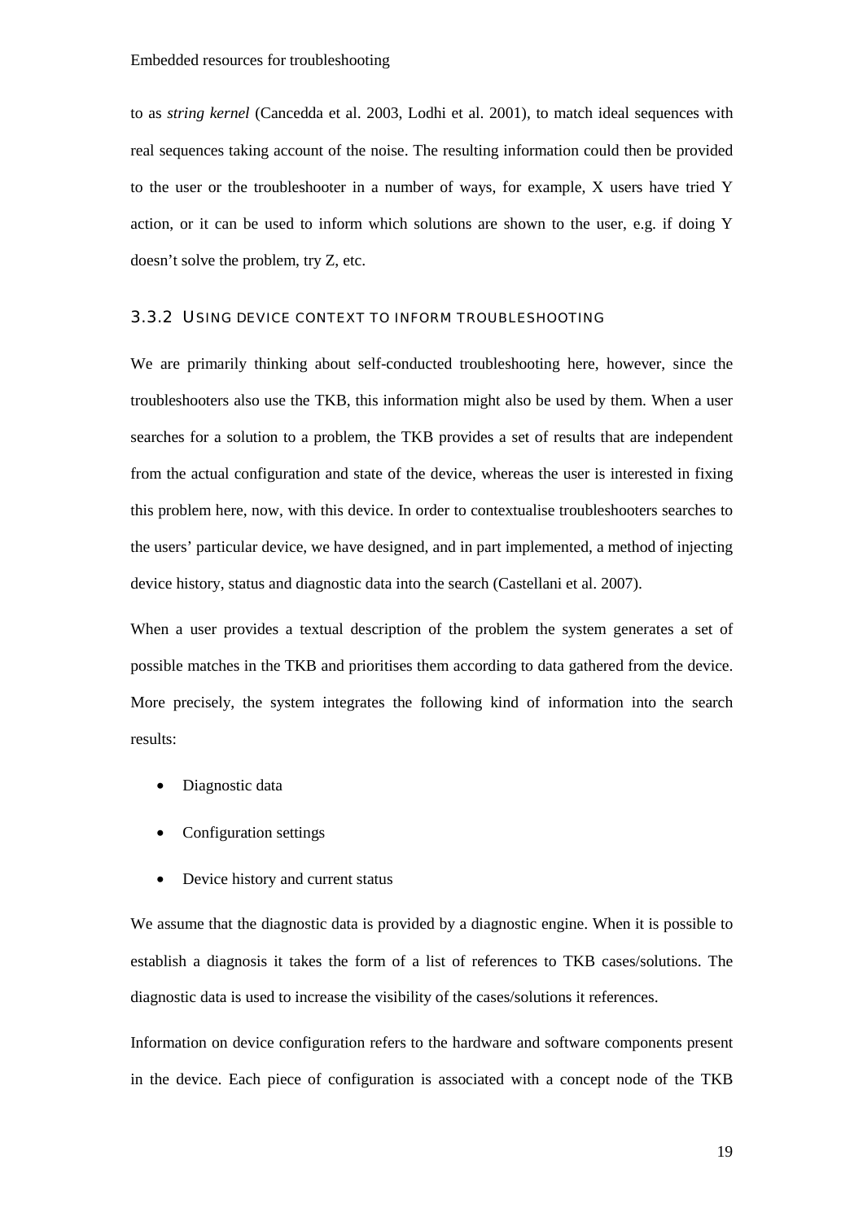to as *string kernel* (Cancedda et al. 2003, Lodhi et al. 2001), to match ideal sequences with real sequences taking account of the noise. The resulting information could then be provided to the user or the troubleshooter in a number of ways, for example, X users have tried Y action, or it can be used to inform which solutions are shown to the user, e.g. if doing Y doesn't solve the problem, try Z, etc.

### 3.3.2 Using device context to inform troubleshooting

We are primarily thinking about self-conducted troubleshooting here, however, since the troubleshooters also use the TKB, this information might also be used by them. When a user searches for a solution to a problem, the TKB provides a set of results that are independent from the actual configuration and state of the device, whereas the user is interested in fixing this problem here, now, with this device. In order to contextualise troubleshooters searches to the users' particular device, we have designed, and in part implemented, a method of injecting device history, status and diagnostic data into the search (Castellani et al. 2007).

When a user provides a textual description of the problem the system generates a set of possible matches in the TKB and prioritises them according to data gathered from the device. More precisely, the system integrates the following kind of information into the search results:

- Diagnostic data
- Configuration settings
- Device history and current status

We assume that the diagnostic data is provided by a diagnostic engine. When it is possible to establish a diagnosis it takes the form of a list of references to TKB cases/solutions. The diagnostic data is used to increase the visibility of the cases/solutions it references.

Information on device configuration refers to the hardware and software components present in the device. Each piece of configuration is associated with a concept node of the TKB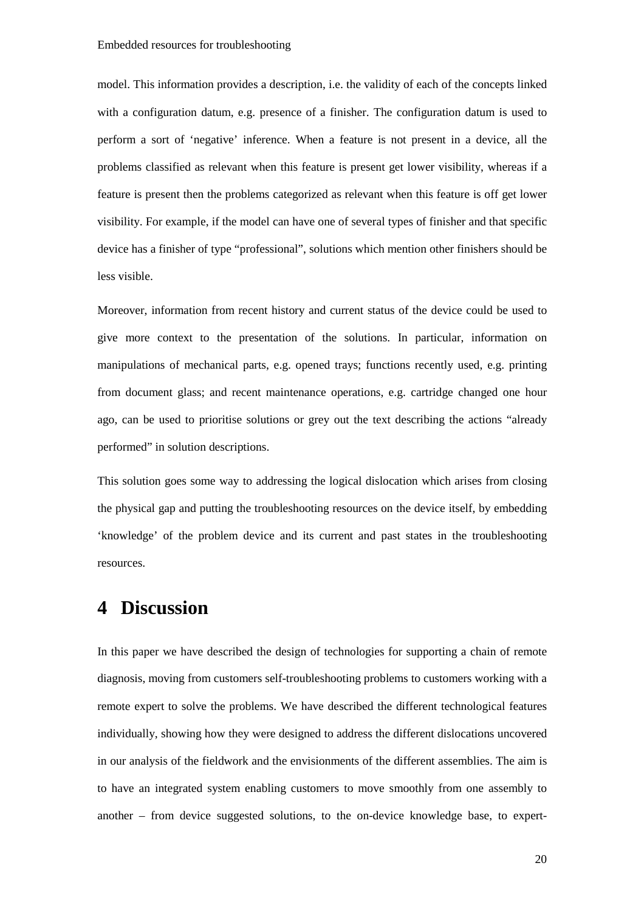model. This information provides a description, i.e. the validity of each of the concepts linked with a configuration datum, e.g. presence of a finisher. The configuration datum is used to perform a sort of 'negative' inference. When a feature is not present in a device, all the problems classified as relevant when this feature is present get lower visibility, whereas if a feature is present then the problems categorized as relevant when this feature is off get lower visibility. For example, if the model can have one of several types of finisher and that specific device has a finisher of type "professional", solutions which mention other finishers should be less visible.

Moreover, information from recent history and current status of the device could be used to give more context to the presentation of the solutions. In particular, information on manipulations of mechanical parts, e.g. opened trays; functions recently used, e.g. printing from document glass; and recent maintenance operations, e.g. cartridge changed one hour ago, can be used to prioritise solutions or grey out the text describing the actions "already performed" in solution descriptions.

This solution goes some way to addressing the logical dislocation which arises from closing the physical gap and putting the troubleshooting resources on the device itself, by embedding 'knowledge' of the problem device and its current and past states in the troubleshooting resources.

# 4 Discussion

In this paper we have described the design of technologies for supporting a chain of remote diagnosis, moving from customers self-troubleshooting problems to customers working with a remote expert to solve the problems. We have described the different technological features individually, showing how they were designed to address the different dislocations uncovered in our analysis of the fieldwork and the envisionments of the different assemblies. The aim is to have an integrated system enabling customers to move smoothly from one assembly to another – from device suggested solutions, to the on-device knowledge base, to expert-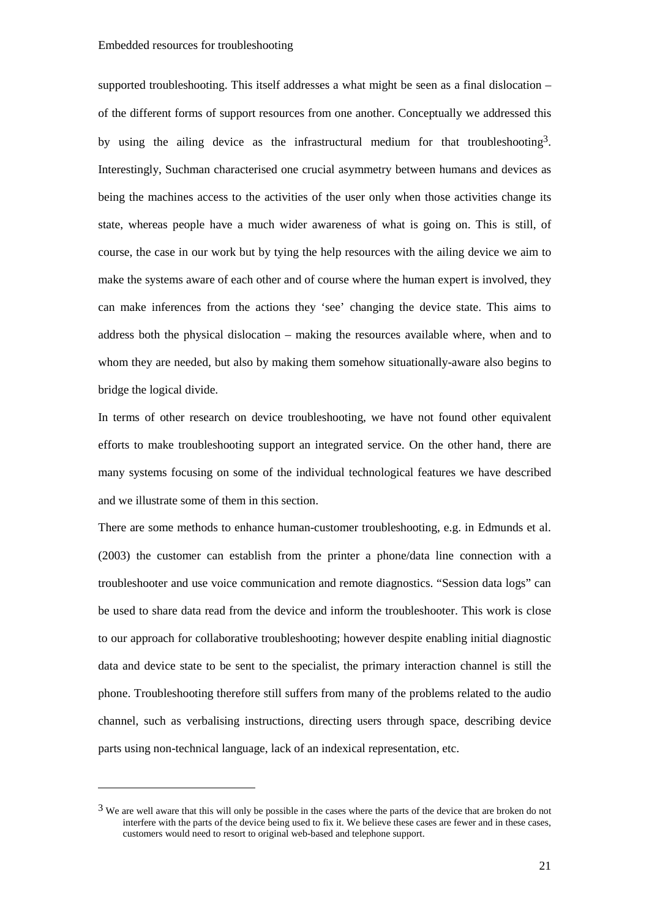supported troubleshooting. This itself addresses a what might be seen as a final dislocation – of the different forms of support resources from one another. Conceptually we addressed this by using the ailing device as the infrastructural medium for that troubleshooting[3]. Interestingly, Suchman characterised one crucial asymmetry between humans and devices as being the machines access to the activities of the user only when those activities change its state, whereas people have a much wider awareness of what is going on. This is still, of course, the case in our work but by tying the help resources with the ailing device we aim to make the systems aware of each other and of course where the human expert is involved, they can make inferences from the actions they 'see' changing the device state. This aims to address both the physical dislocation – making the resources available where, when and to whom they are needed, but also by making them somehow situationally-aware also begins to bridge the logical divide.

In terms of other research on device troubleshooting, we have not found other equivalent efforts to make troubleshooting support an integrated service. On the other hand, there are many systems focusing on some of the individual technological features we have described and we illustrate some of them in this section.

There are some methods to enhance human-customer troubleshooting, e.g. in Edmunds et al. (2003) the customer can establish from the printer a phone/data line connection with a troubleshooter and use voice communication and remote diagnostics. "Session data logs" can be used to share data read from the device and inform the troubleshooter. This work is close to our approach for collaborative troubleshooting; however despite enabling initial diagnostic data and device state to be sent to the specialist, the primary interaction channel is still the phone. Troubleshooting therefore still suffers from many of the problems related to the audio channel, such as verbalising instructions, directing users through space, describing device parts using non-technical language, lack of an indexical representation, etc.

---

[3] We are well aware that this will only be possible in the cases where the parts of the device that are broken do not interfere with the parts of the device being used to fix it. We believe these cases are fewer and in these cases, customers would need to resort to original web-based and telephone support.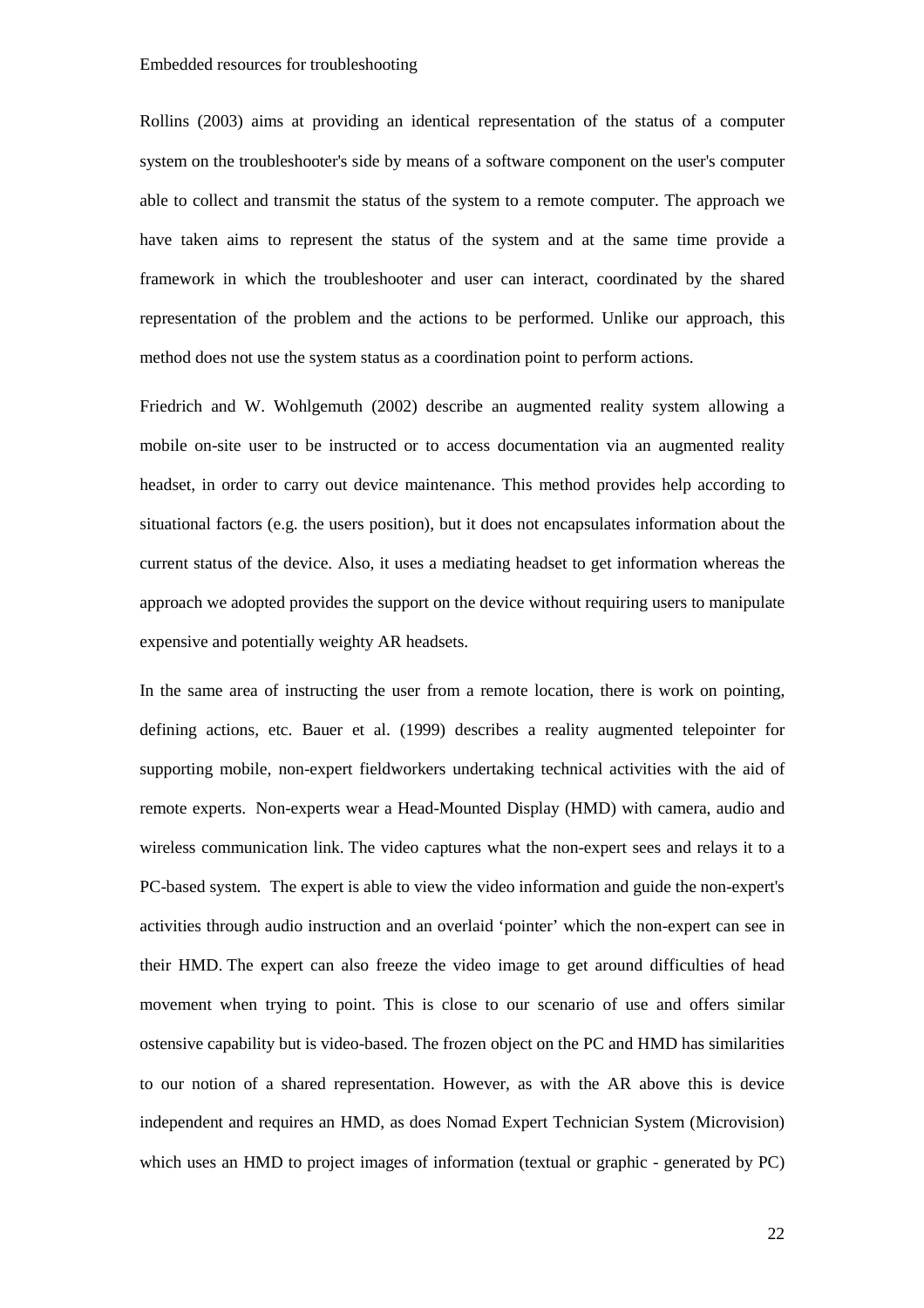Rollins (2003) aims at providing an identical representation of the status of a computer system on the troubleshooter's side by means of a software component on the user's computer able to collect and transmit the status of the system to a remote computer. The approach we have taken aims to represent the status of the system and at the same time provide a framework in which the troubleshooter and user can interact, coordinated by the shared representation of the problem and the actions to be performed. Unlike our approach, this method does not use the system status as a coordination point to perform actions.

Friedrich and W. Wohlgemuth (2002) describe an augmented reality system allowing a mobile on-site user to be instructed or to access documentation via an augmented reality headset, in order to carry out device maintenance. This method provides help according to situational factors (e.g. the users position), but it does not encapsulates information about the current status of the device. Also, it uses a mediating headset to get information whereas the approach we adopted provides the support on the device without requiring users to manipulate expensive and potentially weighty AR headsets.

In the same area of instructing the user from a remote location, there is work on pointing, defining actions, etc. Bauer et al. (1999) describes a reality augmented telepointer for supporting mobile, non-expert fieldworkers undertaking technical activities with the aid of remote experts. Non-experts wear a Head-Mounted Display (HMD) with camera, audio and wireless communication link. The video captures what the non-expert sees and relays it to a PC-based system. The expert is able to view the video information and guide the non-expert's activities through audio instruction and an overlaid 'pointer' which the non-expert can see in their HMD. The expert can also freeze the video image to get around difficulties of head movement when trying to point. This is close to our scenario of use and offers similar ostensive capability but is video-based. The frozen object on the PC and HMD has similarities to our notion of a shared representation. However, as with the AR above this is device independent and requires an HMD, as does Nomad Expert Technician System (Microvision) which uses an HMD to project images of information (textual or graphic - generated by PC)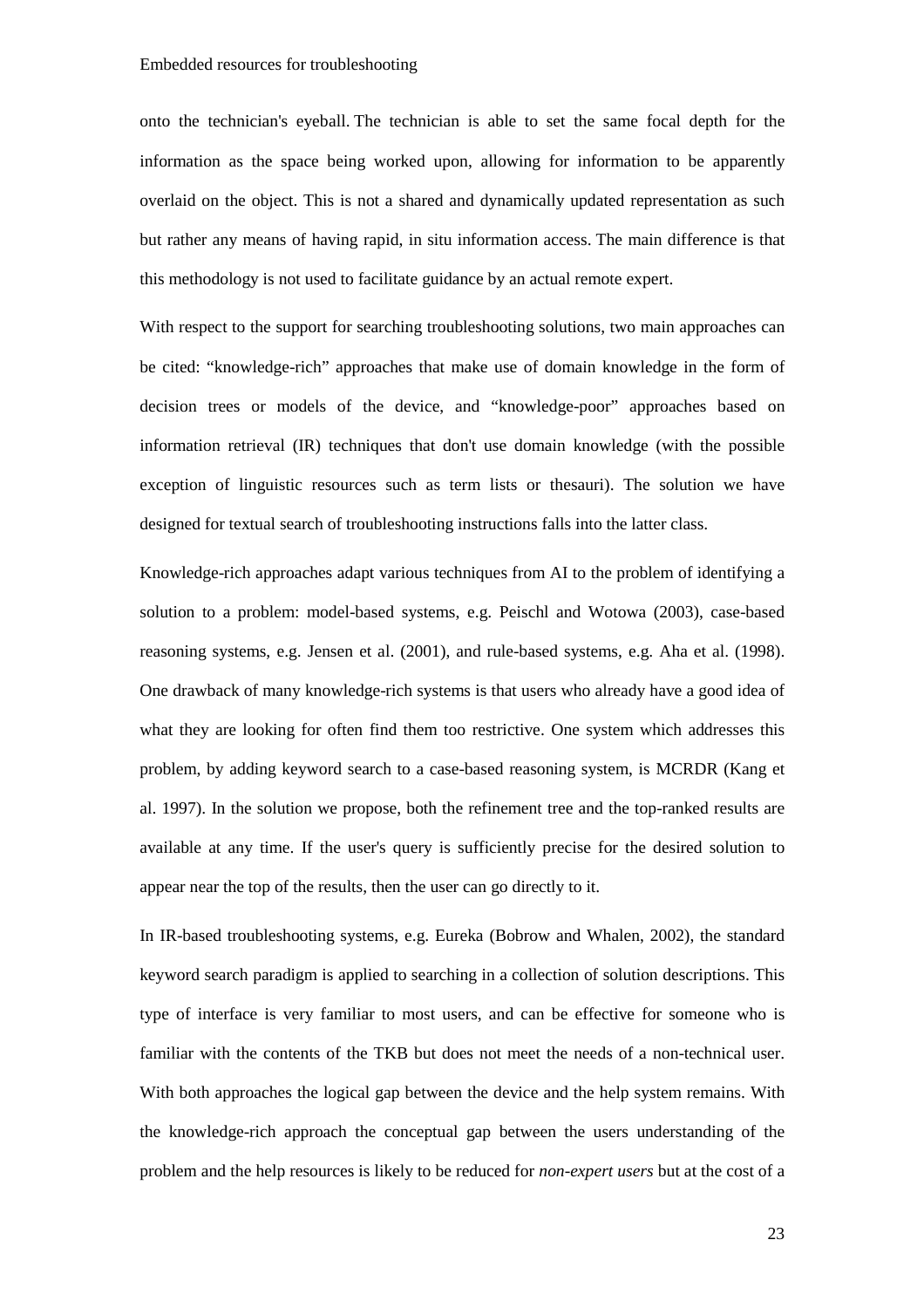onto the technician's eyeball. The technician is able to set the same focal depth for the information as the space being worked upon, allowing for information to be apparently overlaid on the object. This is not a shared and dynamically updated representation as such but rather any means of having rapid, in situ information access. The main difference is that this methodology is not used to facilitate guidance by an actual remote expert.

With respect to the support for searching troubleshooting solutions, two main approaches can be cited: "knowledge-rich" approaches that make use of domain knowledge in the form of decision trees or models of the device, and "knowledge-poor" approaches based on information retrieval (IR) techniques that don't use domain knowledge (with the possible exception of linguistic resources such as term lists or thesauri). The solution we have designed for textual search of troubleshooting instructions falls into the latter class.

Knowledge-rich approaches adapt various techniques from AI to the problem of identifying a solution to a problem: model-based systems, e.g. Peischl and Wotowa (2003), case-based reasoning systems, e.g. Jensen et al. (2001), and rule-based systems, e.g. Aha et al. (1998). One drawback of many knowledge-rich systems is that users who already have a good idea of what they are looking for often find them too restrictive. One system which addresses this problem, by adding keyword search to a case-based reasoning system, is MCRDR (Kang et al. 1997). In the solution we propose, both the refinement tree and the top-ranked results are available at any time. If the user's query is sufficiently precise for the desired solution to appear near the top of the results, then the user can go directly to it.

In IR-based troubleshooting systems, e.g. Eureka (Bobrow and Whalen, 2002), the standard keyword search paradigm is applied to searching in a collection of solution descriptions. This type of interface is very familiar to most users, and can be effective for someone who is familiar with the contents of the TKB but does not meet the needs of a non-technical user. With both approaches the logical gap between the device and the help system remains. With the knowledge-rich approach the conceptual gap between the users understanding of the problem and the help resources is likely to be reduced for *non-expert users* but at the cost of a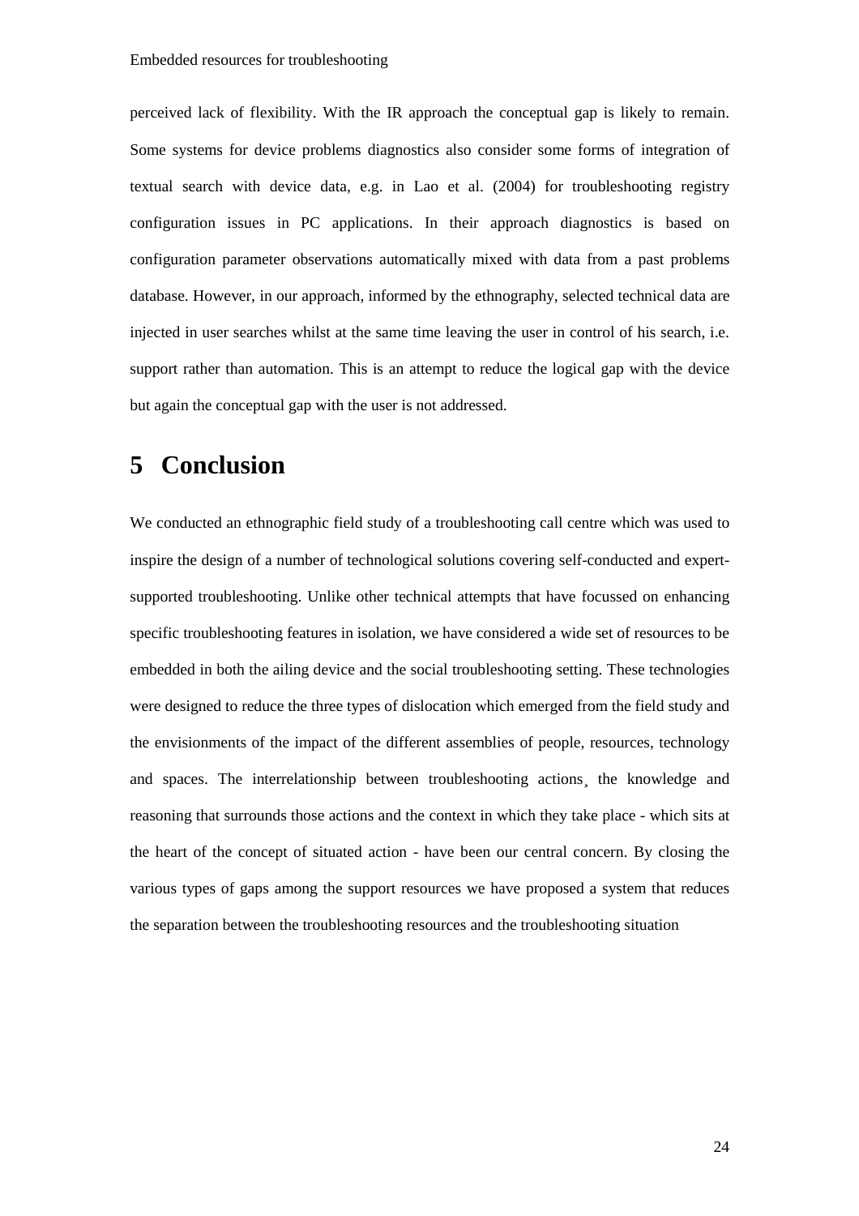perceived lack of flexibility. With the IR approach the conceptual gap is likely to remain. Some systems for device problems diagnostics also consider some forms of integration of textual search with device data, e.g. in Lao et al. (2004) for troubleshooting registry configuration issues in PC applications. In their approach diagnostics is based on configuration parameter observations automatically mixed with data from a past problems database. However, in our approach, informed by the ethnography, selected technical data are injected in user searches whilst at the same time leaving the user in control of his search, i.e. support rather than automation. This is an attempt to reduce the logical gap with the device but again the conceptual gap with the user is not addressed.

# 5 Conclusion

We conducted an ethnographic field study of a troubleshooting call centre which was used to inspire the design of a number of technological solutions covering self-conducted and expert-supported troubleshooting. Unlike other technical attempts that have focussed on enhancing specific troubleshooting features in isolation, we have considered a wide set of resources to be embedded in both the ailing device and the social troubleshooting setting. These technologies were designed to reduce the three types of dislocation which emerged from the field study and the envisionments of the impact of the different assemblies of people, resources, technology and spaces. The interrelationship between troubleshooting actions¸ the knowledge and reasoning that surrounds those actions and the context in which they take place - which sits at the heart of the concept of situated action - have been our central concern. By closing the various types of gaps among the support resources we have proposed a system that reduces the separation between the troubleshooting resources and the troubleshooting situation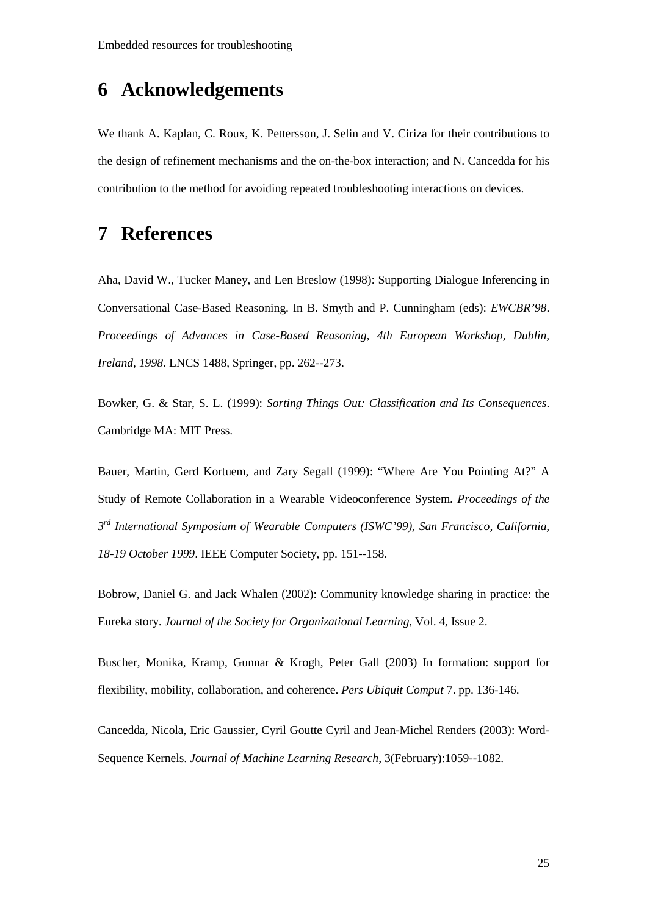# 6 Acknowledgements

We thank A. Kaplan, C. Roux, K. Pettersson, J. Selin and V. Ciriza for their contributions to the design of refinement mechanisms and the on-the-box interaction; and N. Cancedda for his contribution to the method for avoiding repeated troubleshooting interactions on devices.

# 7 References

Aha, David W., Tucker Maney, and Len Breslow (1998): Supporting Dialogue Inferencing in Conversational Case-Based Reasoning. In B. Smyth and P. Cunningham (eds): *EWCBR'98*. *Proceedings of Advances in Case-Based Reasoning, 4th European Workshop, Dublin, Ireland, 1998*. LNCS 1488, Springer, pp. 262--273.

Bowker, G. & Star, S. L. (1999): *Sorting Things Out: Classification and Its Consequences*. Cambridge MA: MIT Press.

Bauer, Martin, Gerd Kortuem, and Zary Segall (1999): "Where Are You Pointing At?" A Study of Remote Collaboration in a Wearable Videoconference System. *Proceedings of the 3rd International Symposium of Wearable Computers (ISWC'99), San Francisco, California, 18-19 October 1999*. IEEE Computer Society, pp. 151--158.

Bobrow, Daniel G. and Jack Whalen (2002): Community knowledge sharing in practice: the Eureka story. *Journal of the Society for Organizational Learning*, Vol. 4, Issue 2.

Buscher, Monika, Kramp, Gunnar & Krogh, Peter Gall (2003) In formation: support for flexibility, mobility, collaboration, and coherence. *Pers Ubiquit Comput* 7. pp. 136-146.

Cancedda, Nicola, Eric Gaussier, Cyril Goutte Cyril and Jean-Michel Renders (2003): Word-Sequence Kernels. *Journal of Machine Learning Research*, 3(February):1059--1082.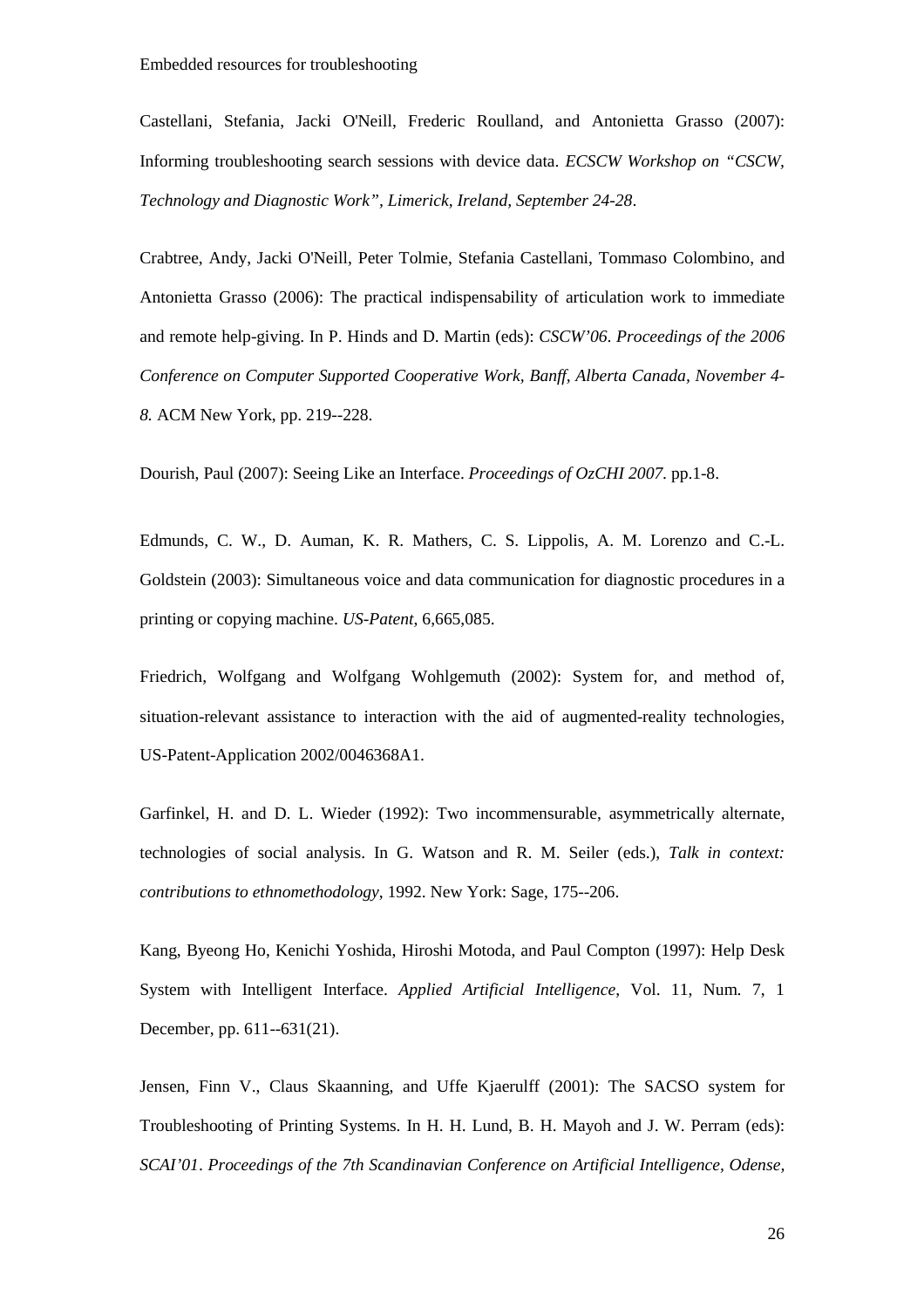Castellani, Stefania, Jacki O'Neill, Frederic Roulland, and Antonietta Grasso (2007): Informing troubleshooting search sessions with device data. *ECSCW Workshop on "CSCW, Technology and Diagnostic Work", Limerick, Ireland, September 24-28*.

Crabtree, Andy, Jacki O'Neill, Peter Tolmie, Stefania Castellani, Tommaso Colombino, and Antonietta Grasso (2006): The practical indispensability of articulation work to immediate and remote help-giving. In P. Hinds and D. Martin (eds): *CSCW'06. Proceedings of the 2006 Conference on Computer Supported Cooperative Work, Banff, Alberta Canada, November 4-8.* ACM New York, pp. 219--228.

Dourish, Paul (2007): Seeing Like an Interface. *Proceedings of OzCHI 2007*. pp.1-8.

Edmunds, C. W., D. Auman, K. R. Mathers, C. S. Lippolis, A. M. Lorenzo and C.-L. Goldstein (2003): Simultaneous voice and data communication for diagnostic procedures in a printing or copying machine. *US-Patent,* 6,665,085.

Friedrich, Wolfgang and Wolfgang Wohlgemuth (2002): System for, and method of, situation-relevant assistance to interaction with the aid of augmented-reality technologies, US-Patent-Application 2002/0046368A1.

Garfinkel, H. and D. L. Wieder (1992): Two incommensurable, asymmetrically alternate, technologies of social analysis. In G. Watson and R. M. Seiler (eds.), *Talk in context: contributions to ethnomethodology*, 1992. New York: Sage, 175--206.

Kang, Byeong Ho, Kenichi Yoshida, Hiroshi Motoda, and Paul Compton (1997): Help Desk System with Intelligent Interface. *Applied Artificial Intelligence*, Vol. 11, Num. 7, 1 December, pp. 611--631(21).

Jensen, Finn V., Claus Skaanning, and Uffe Kjaerulff (2001): The SACSO system for Troubleshooting of Printing Systems. In H. H. Lund, B. H. Mayoh and J. W. Perram (eds): *SCAI'01. Proceedings of the 7th Scandinavian Conference on Artificial Intelligence, Odense,*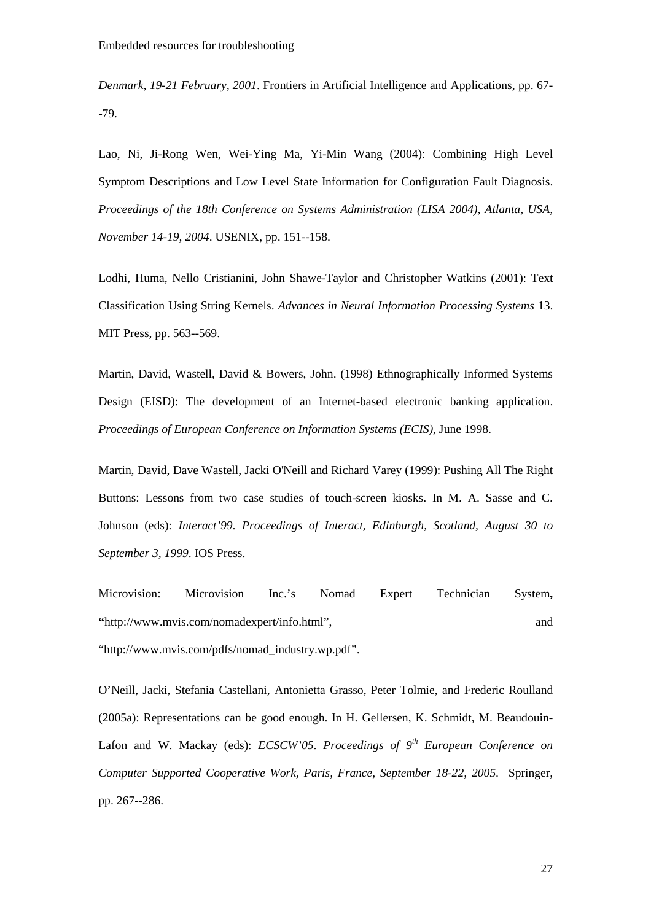*Denmark, 19-21 February, 2001*. Frontiers in Artificial Intelligence and Applications, pp. 67--79.

Lao, Ni, Ji-Rong Wen, Wei-Ying Ma, Yi-Min Wang (2004): Combining High Level Symptom Descriptions and Low Level State Information for Configuration Fault Diagnosis. *Proceedings of the 18th Conference on Systems Administration (LISA 2004), Atlanta, USA, November 14-19, 2004*. USENIX, pp. 151--158.

Lodhi, Huma, Nello Cristianini, John Shawe-Taylor and Christopher Watkins (2001): Text Classification Using String Kernels. *Advances in Neural Information Processing Systems* 13. MIT Press, pp. 563--569.

Martin, David, Wastell, David & Bowers, John. (1998) Ethnographically Informed Systems Design (EISD): The development of an Internet-based electronic banking application. *Proceedings of European Conference on Information Systems (ECIS)*, June 1998.

Martin, David, Dave Wastell, Jacki O'Neill and Richard Varey (1999): Pushing All The Right Buttons: Lessons from two case studies of touch-screen kiosks. In M. A. Sasse and C. Johnson (eds): *Interact'99*. *Proceedings of Interact, Edinburgh, Scotland, August 30 to September 3, 1999*. IOS Press.

Microvision: Microvision Inc.'s Nomad Expert Technician System**,** **"**http://www.mvis.com/nomadexpert/info.html", and "http://www.mvis.com/pdfs/nomad_industry.wp.pdf".

O'Neill, Jacki, Stefania Castellani, Antonietta Grasso, Peter Tolmie, and Frederic Roulland (2005a): Representations can be good enough. In H. Gellersen, K. Schmidt, M. Beaudouin-Lafon and W. Mackay (eds): *ECSCW'05*. *Proceedings of 9th European Conference on Computer Supported Cooperative Work, Paris, France, September 18-22, 2005*. Springer, pp. 267--286.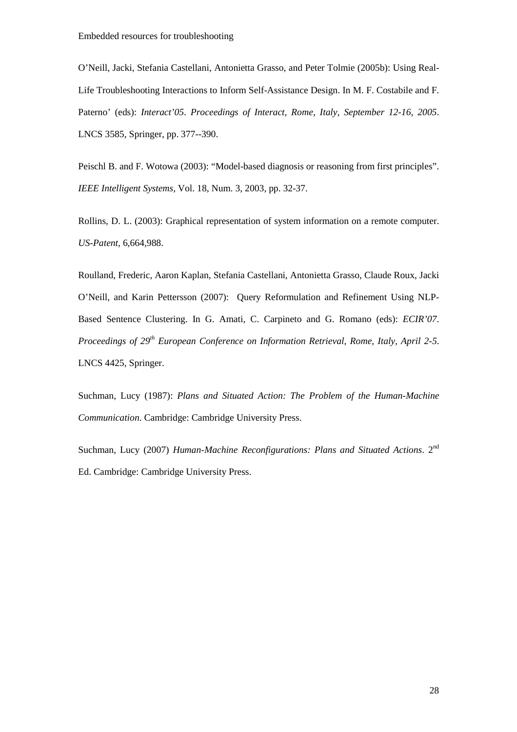O'Neill, Jacki, Stefania Castellani, Antonietta Grasso, and Peter Tolmie (2005b): Using Real-Life Troubleshooting Interactions to Inform Self-Assistance Design. In M. F. Costabile and F. Paterno' (eds): *Interact'05. Proceedings of Interact, Rome, Italy, September 12-16, 2005*. LNCS 3585, Springer, pp. 377--390.

Peischl B. and F. Wotowa (2003): "Model-based diagnosis or reasoning from first principles". *IEEE Intelligent Systems*, Vol. 18, Num. 3, 2003, pp. 32-37.

Rollins, D. L. (2003): Graphical representation of system information on a remote computer. *US-Patent*, 6,664,988.

Roulland, Frederic, Aaron Kaplan, Stefania Castellani, Antonietta Grasso, Claude Roux, Jacki O'Neill, and Karin Pettersson (2007): Query Reformulation and Refinement Using NLP-Based Sentence Clustering. In G. Amati, C. Carpineto and G. Romano (eds): *ECIR'07. Proceedings of 29th European Conference on Information Retrieval, Rome, Italy, April 2-5*. LNCS 4425, Springer.

Suchman, Lucy (1987): *Plans and Situated Action: The Problem of the Human-Machine Communication*. Cambridge: Cambridge University Press.

Suchman, Lucy (2007) *Human-Machine Reconfigurations: Plans and Situated Actions*. 2nd Ed. Cambridge: Cambridge University Press.